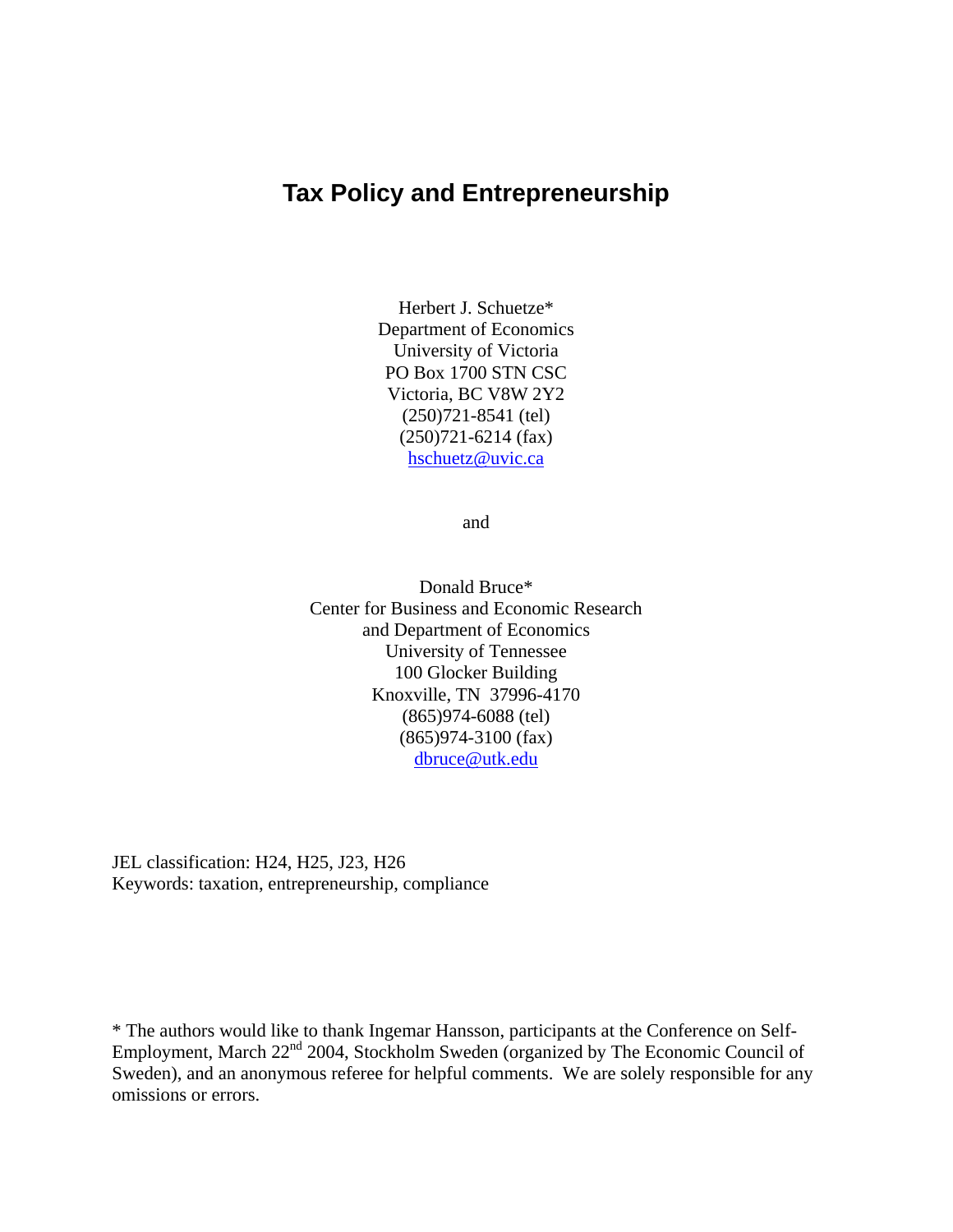# Tax Policy and Entrepreneurship

Herbert J. Schuetze*
Department of Economics
University of Victoria
PO Box 1700 STN CSC
Victoria, BC V8W 2Y2
(250)721-8541 (tel)
(250)721-6214 (fax)
hschuetz@uvic.ca

and

Donald Bruce*
Center for Business and Economic Research
and Department of Economics
University of Tennessee
100 Glocker Building
Knoxville, TN 37996-4170
(865)974-6088 (tel)
(865)974-3100 (fax)
dbruce@utk.edu

JEL classification: H24, H25, J23, H26
Keywords: taxation, entrepreneurship, compliance

* The authors would like to thank Ingemar Hansson, participants at the Conference on Self-Employment, March 22nd 2004, Stockholm Sweden (organized by The Economic Council of Sweden), and an anonymous referee for helpful comments. We are solely responsible for any omissions or errors.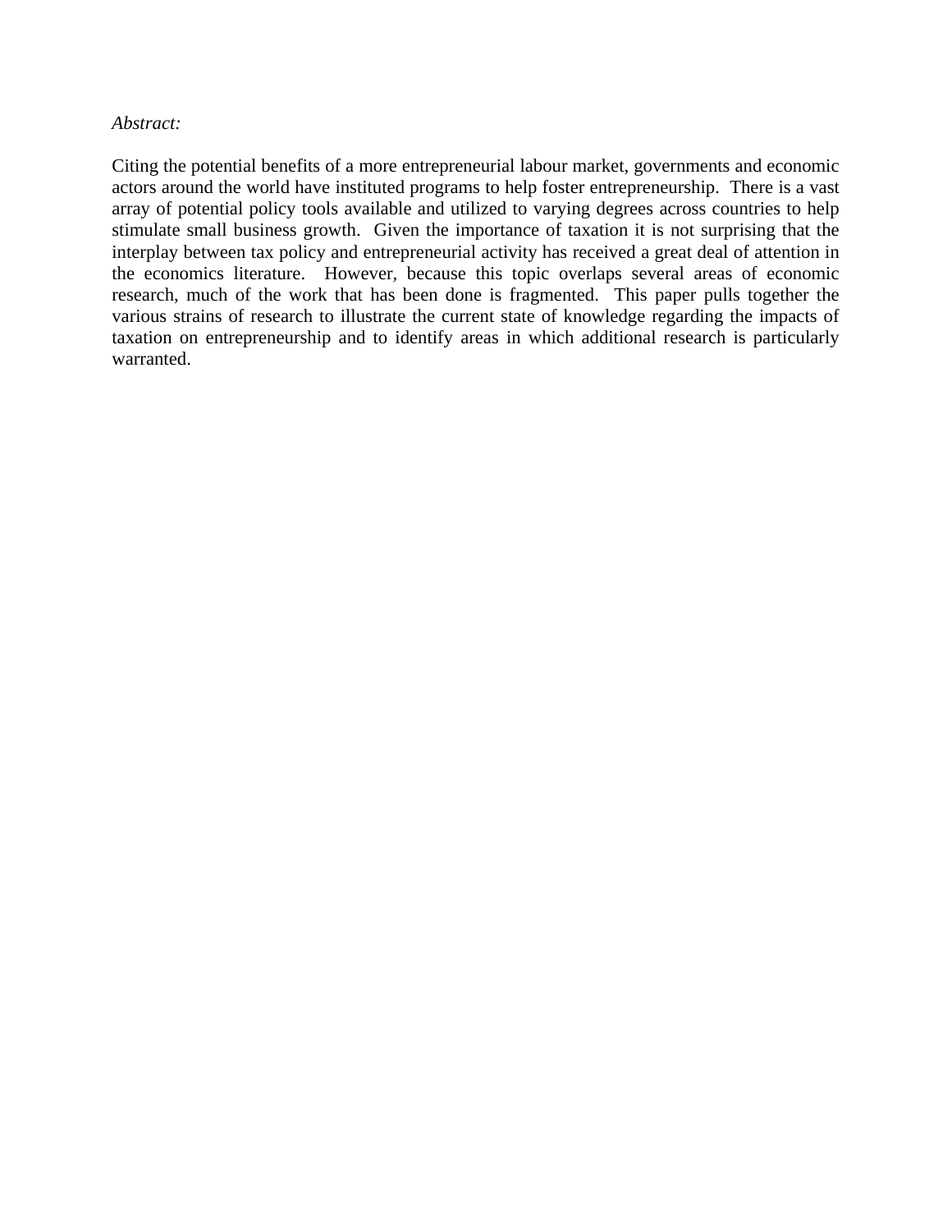*Abstract:*

Citing the potential benefits of a more entrepreneurial labour market, governments and economic actors around the world have instituted programs to help foster entrepreneurship. There is a vast array of potential policy tools available and utilized to varying degrees across countries to help stimulate small business growth. Given the importance of taxation it is not surprising that the interplay between tax policy and entrepreneurial activity has received a great deal of attention in the economics literature. However, because this topic overlaps several areas of economic research, much of the work that has been done is fragmented. This paper pulls together the various strains of research to illustrate the current state of knowledge regarding the impacts of taxation on entrepreneurship and to identify areas in which additional research is particularly warranted.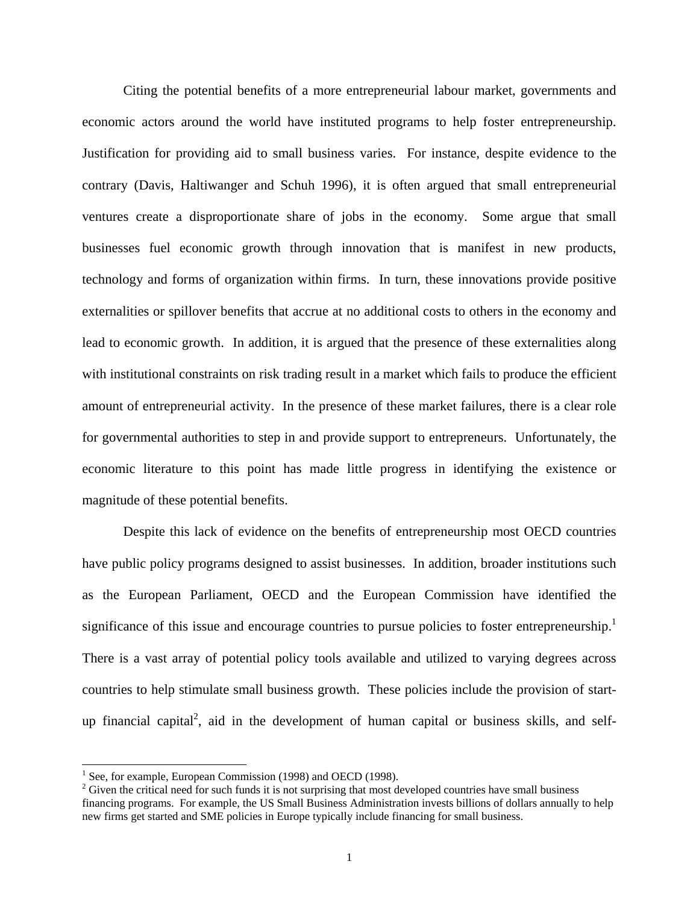Citing the potential benefits of a more entrepreneurial labour market, governments and economic actors around the world have instituted programs to help foster entrepreneurship. Justification for providing aid to small business varies. For instance, despite evidence to the contrary (Davis, Haltiwanger and Schuh 1996), it is often argued that small entrepreneurial ventures create a disproportionate share of jobs in the economy. Some argue that small businesses fuel economic growth through innovation that is manifest in new products, technology and forms of organization within firms. In turn, these innovations provide positive externalities or spillover benefits that accrue at no additional costs to others in the economy and lead to economic growth. In addition, it is argued that the presence of these externalities along with institutional constraints on risk trading result in a market which fails to produce the efficient amount of entrepreneurial activity. In the presence of these market failures, there is a clear role for governmental authorities to step in and provide support to entrepreneurs. Unfortunately, the economic literature to this point has made little progress in identifying the existence or magnitude of these potential benefits.

Despite this lack of evidence on the benefits of entrepreneurship most OECD countries have public policy programs designed to assist businesses. In addition, broader institutions such as the European Parliament, OECD and the European Commission have identified the significance of this issue and encourage countries to pursue policies to foster entrepreneurship.[1] There is a vast array of potential policy tools available and utilized to varying degrees across countries to help stimulate small business growth. These policies include the provision of start-up financial capital[2], aid in the development of human capital or business skills, and self-

[1] See, for example, European Commission (1998) and OECD (1998).

[2] Given the critical need for such funds it is not surprising that most developed countries have small business financing programs. For example, the US Small Business Administration invests billions of dollars annually to help new firms get started and SME policies in Europe typically include financing for small business.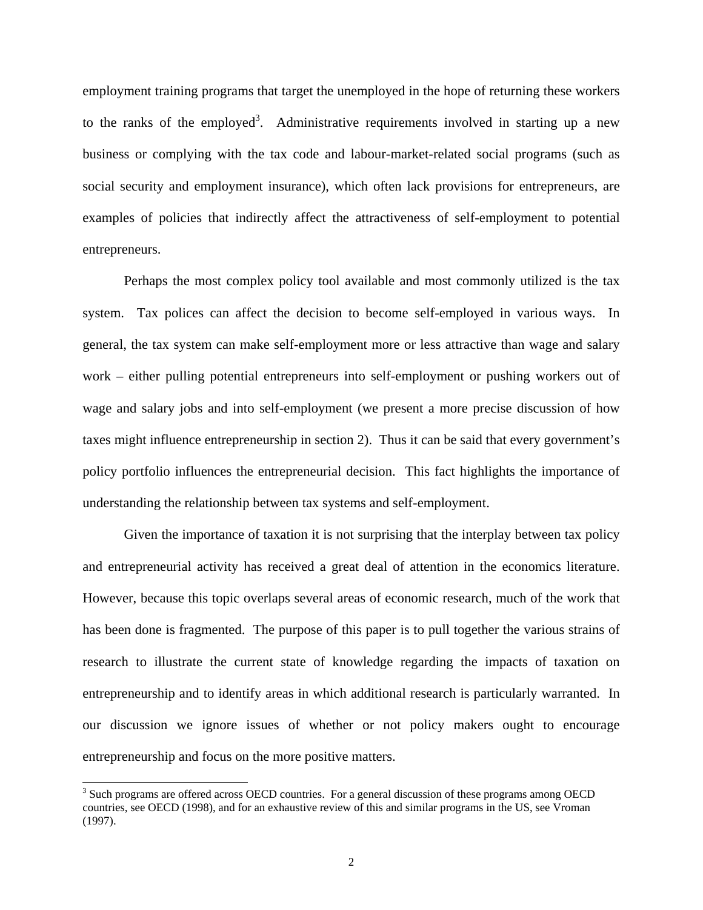employment training programs that target the unemployed in the hope of returning these workers to the ranks of the employed[3]. Administrative requirements involved in starting up a new business or complying with the tax code and labour-market-related social programs (such as social security and employment insurance), which often lack provisions for entrepreneurs, are examples of policies that indirectly affect the attractiveness of self-employment to potential entrepreneurs.

Perhaps the most complex policy tool available and most commonly utilized is the tax system. Tax polices can affect the decision to become self-employed in various ways. In general, the tax system can make self-employment more or less attractive than wage and salary work – either pulling potential entrepreneurs into self-employment or pushing workers out of wage and salary jobs and into self-employment (we present a more precise discussion of how taxes might influence entrepreneurship in section 2). Thus it can be said that every government's policy portfolio influences the entrepreneurial decision. This fact highlights the importance of understanding the relationship between tax systems and self-employment.

Given the importance of taxation it is not surprising that the interplay between tax policy and entrepreneurial activity has received a great deal of attention in the economics literature. However, because this topic overlaps several areas of economic research, much of the work that has been done is fragmented. The purpose of this paper is to pull together the various strains of research to illustrate the current state of knowledge regarding the impacts of taxation on entrepreneurship and to identify areas in which additional research is particularly warranted. In our discussion we ignore issues of whether or not policy makers ought to encourage entrepreneurship and focus on the more positive matters.

---

[3] Such programs are offered across OECD countries. For a general discussion of these programs among OECD countries, see OECD (1998), and for an exhaustive review of this and similar programs in the US, see Vroman (1997).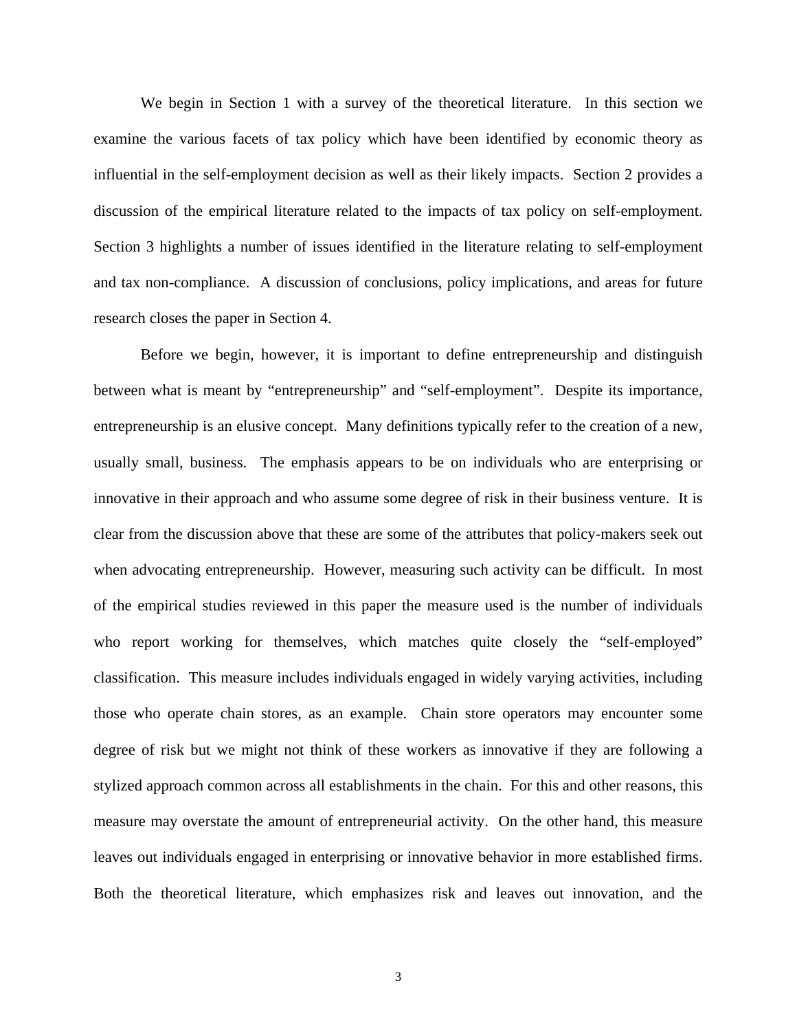We begin in Section 1 with a survey of the theoretical literature. In this section we examine the various facets of tax policy which have been identified by economic theory as influential in the self-employment decision as well as their likely impacts. Section 2 provides a discussion of the empirical literature related to the impacts of tax policy on self-employment. Section 3 highlights a number of issues identified in the literature relating to self-employment and tax non-compliance. A discussion of conclusions, policy implications, and areas for future research closes the paper in Section 4.

Before we begin, however, it is important to define entrepreneurship and distinguish between what is meant by "entrepreneurship" and "self-employment". Despite its importance, entrepreneurship is an elusive concept. Many definitions typically refer to the creation of a new, usually small, business. The emphasis appears to be on individuals who are enterprising or innovative in their approach and who assume some degree of risk in their business venture. It is clear from the discussion above that these are some of the attributes that policy-makers seek out when advocating entrepreneurship. However, measuring such activity can be difficult. In most of the empirical studies reviewed in this paper the measure used is the number of individuals who report working for themselves, which matches quite closely the "self-employed" classification. This measure includes individuals engaged in widely varying activities, including those who operate chain stores, as an example. Chain store operators may encounter some degree of risk but we might not think of these workers as innovative if they are following a stylized approach common across all establishments in the chain. For this and other reasons, this measure may overstate the amount of entrepreneurial activity. On the other hand, this measure leaves out individuals engaged in enterprising or innovative behavior in more established firms. Both the theoretical literature, which emphasizes risk and leaves out innovation, and the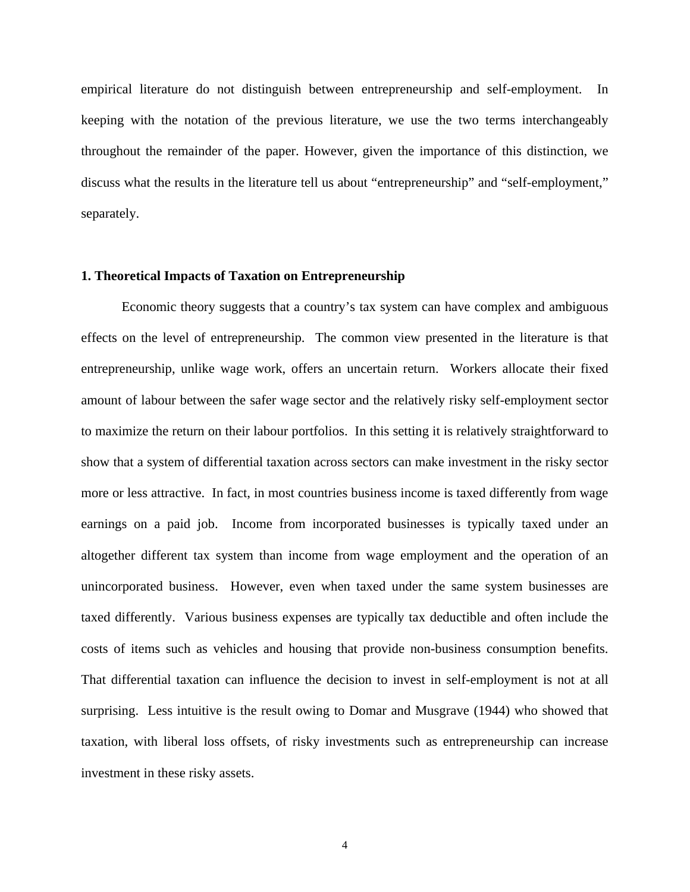empirical literature do not distinguish between entrepreneurship and self-employment. In keeping with the notation of the previous literature, we use the two terms interchangeably throughout the remainder of the paper. However, given the importance of this distinction, we discuss what the results in the literature tell us about "entrepreneurship" and "self-employment," separately.

## 1. Theoretical Impacts of Taxation on Entrepreneurship

Economic theory suggests that a country's tax system can have complex and ambiguous effects on the level of entrepreneurship. The common view presented in the literature is that entrepreneurship, unlike wage work, offers an uncertain return. Workers allocate their fixed amount of labour between the safer wage sector and the relatively risky self-employment sector to maximize the return on their labour portfolios. In this setting it is relatively straightforward to show that a system of differential taxation across sectors can make investment in the risky sector more or less attractive. In fact, in most countries business income is taxed differently from wage earnings on a paid job. Income from incorporated businesses is typically taxed under an altogether different tax system than income from wage employment and the operation of an unincorporated business. However, even when taxed under the same system businesses are taxed differently. Various business expenses are typically tax deductible and often include the costs of items such as vehicles and housing that provide non-business consumption benefits. That differential taxation can influence the decision to invest in self-employment is not at all surprising. Less intuitive is the result owing to Domar and Musgrave (1944) who showed that taxation, with liberal loss offsets, of risky investments such as entrepreneurship can increase investment in these risky assets.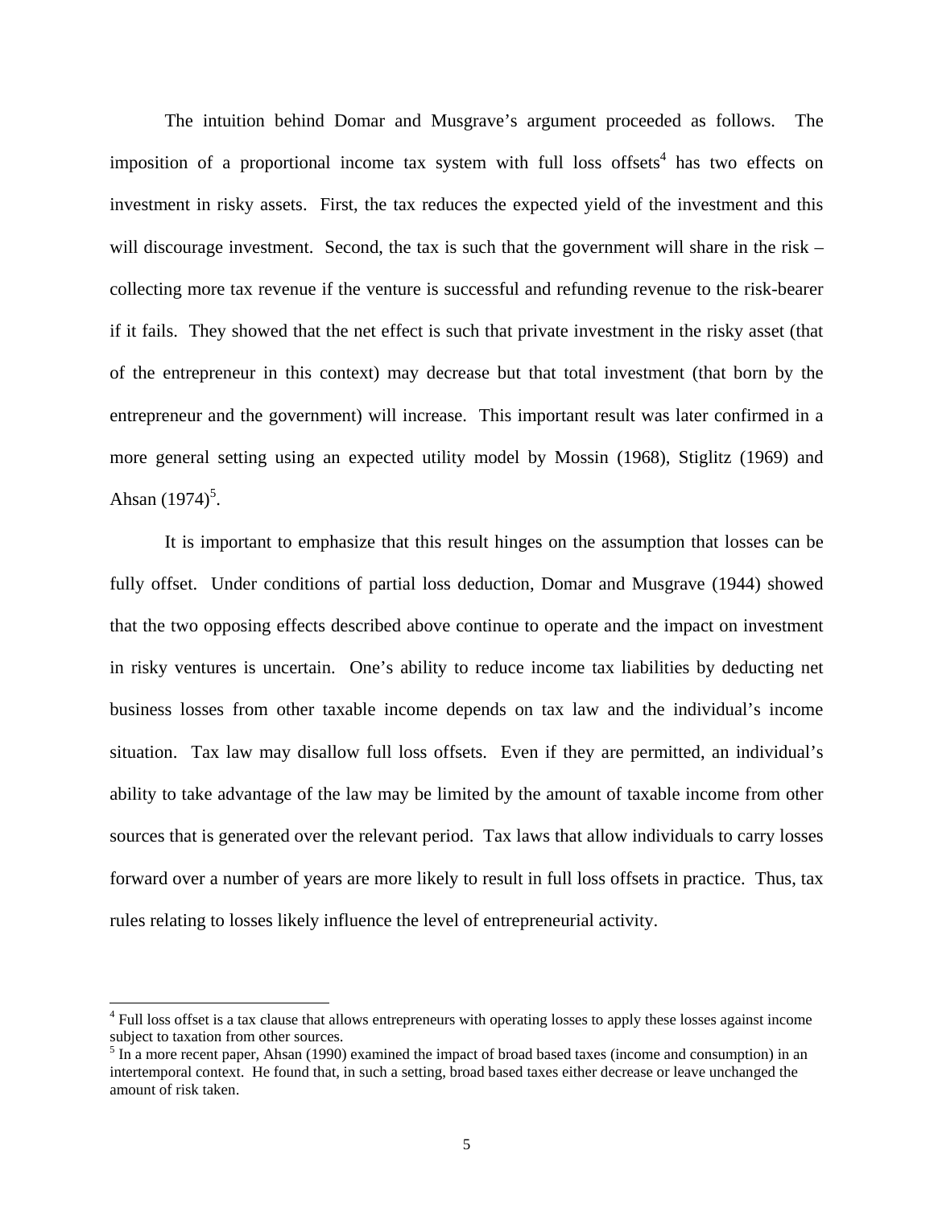The intuition behind Domar and Musgrave's argument proceeded as follows. The imposition of a proportional income tax system with full loss offsets[4] has two effects on investment in risky assets. First, the tax reduces the expected yield of the investment and this will discourage investment. Second, the tax is such that the government will share in the risk – collecting more tax revenue if the venture is successful and refunding revenue to the risk-bearer if it fails. They showed that the net effect is such that private investment in the risky asset (that of the entrepreneur in this context) may decrease but that total investment (that born by the entrepreneur and the government) will increase. This important result was later confirmed in a more general setting using an expected utility model by Mossin (1968), Stiglitz (1969) and Ahsan (1974)[5].

It is important to emphasize that this result hinges on the assumption that losses can be fully offset. Under conditions of partial loss deduction, Domar and Musgrave (1944) showed that the two opposing effects described above continue to operate and the impact on investment in risky ventures is uncertain. One's ability to reduce income tax liabilities by deducting net business losses from other taxable income depends on tax law and the individual's income situation. Tax law may disallow full loss offsets. Even if they are permitted, an individual's ability to take advantage of the law may be limited by the amount of taxable income from other sources that is generated over the relevant period. Tax laws that allow individuals to carry losses forward over a number of years are more likely to result in full loss offsets in practice. Thus, tax rules relating to losses likely influence the level of entrepreneurial activity.

[4] Full loss offset is a tax clause that allows entrepreneurs with operating losses to apply these losses against income subject to taxation from other sources.

[5] In a more recent paper, Ahsan (1990) examined the impact of broad based taxes (income and consumption) in an intertemporal context. He found that, in such a setting, broad based taxes either decrease or leave unchanged the amount of risk taken.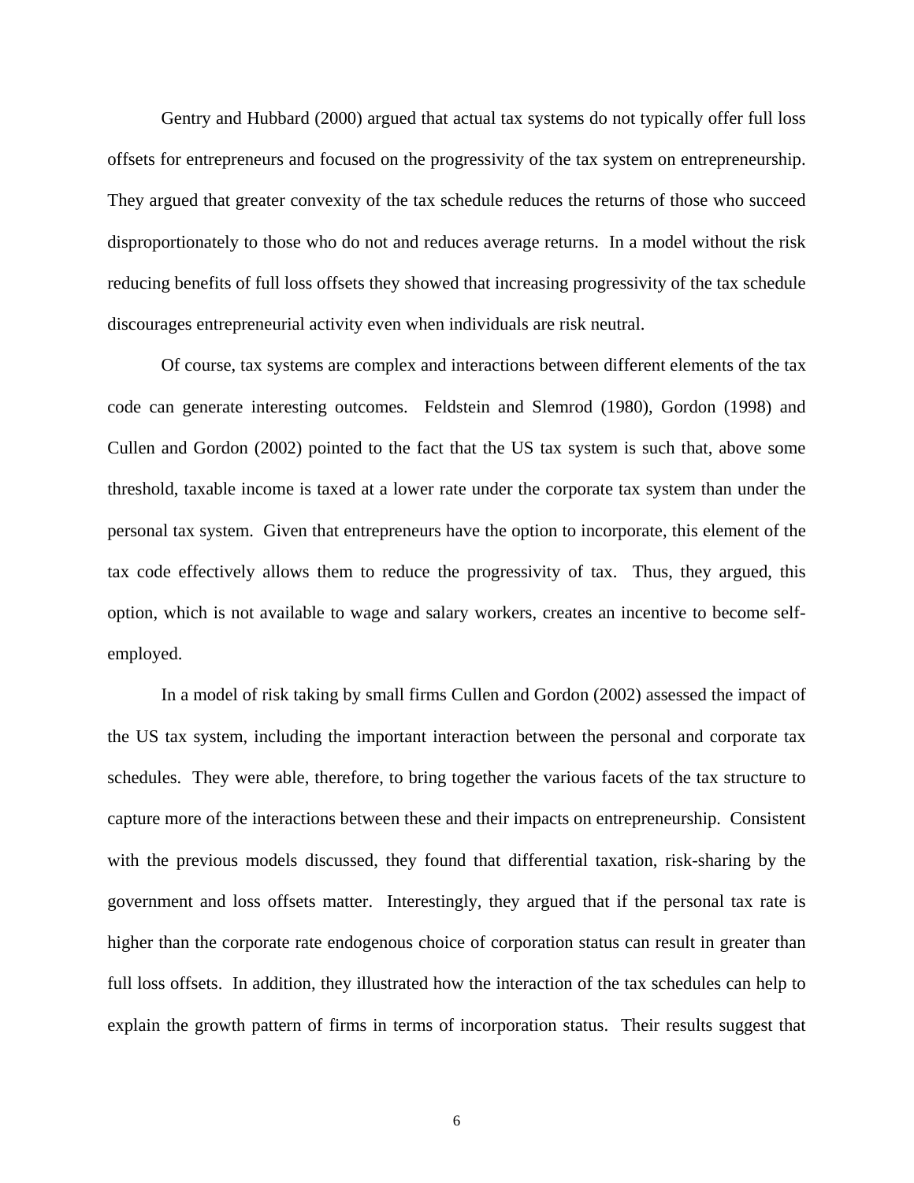Gentry and Hubbard (2000) argued that actual tax systems do not typically offer full loss offsets for entrepreneurs and focused on the progressivity of the tax system on entrepreneurship. They argued that greater convexity of the tax schedule reduces the returns of those who succeed disproportionately to those who do not and reduces average returns. In a model without the risk reducing benefits of full loss offsets they showed that increasing progressivity of the tax schedule discourages entrepreneurial activity even when individuals are risk neutral.

Of course, tax systems are complex and interactions between different elements of the tax code can generate interesting outcomes. Feldstein and Slemrod (1980), Gordon (1998) and Cullen and Gordon (2002) pointed to the fact that the US tax system is such that, above some threshold, taxable income is taxed at a lower rate under the corporate tax system than under the personal tax system. Given that entrepreneurs have the option to incorporate, this element of the tax code effectively allows them to reduce the progressivity of tax. Thus, they argued, this option, which is not available to wage and salary workers, creates an incentive to become self-employed.

In a model of risk taking by small firms Cullen and Gordon (2002) assessed the impact of the US tax system, including the important interaction between the personal and corporate tax schedules. They were able, therefore, to bring together the various facets of the tax structure to capture more of the interactions between these and their impacts on entrepreneurship. Consistent with the previous models discussed, they found that differential taxation, risk-sharing by the government and loss offsets matter. Interestingly, they argued that if the personal tax rate is higher than the corporate rate endogenous choice of corporation status can result in greater than full loss offsets. In addition, they illustrated how the interaction of the tax schedules can help to explain the growth pattern of firms in terms of incorporation status. Their results suggest that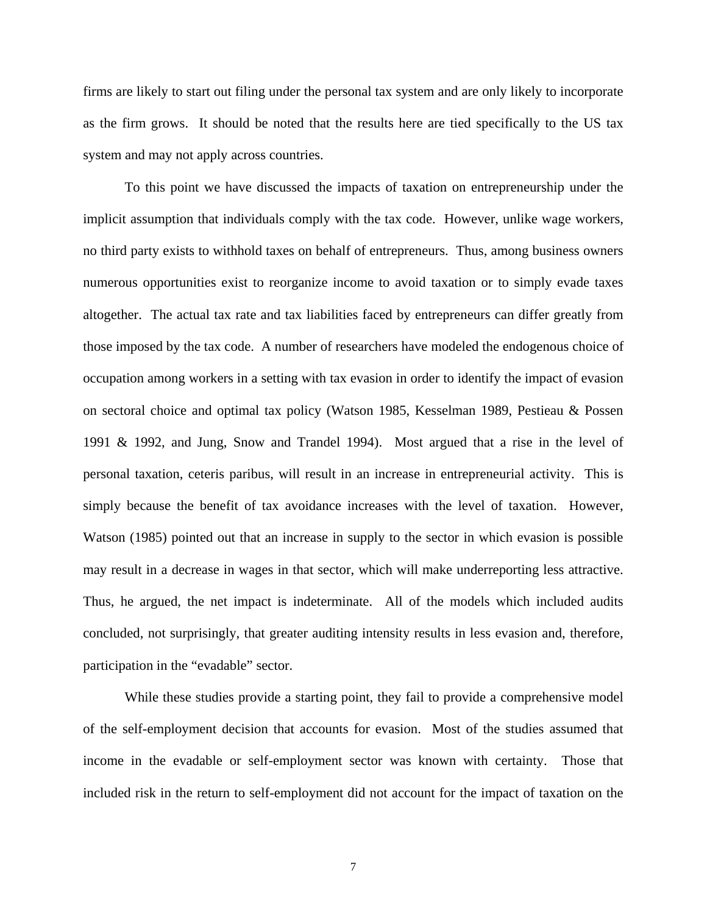firms are likely to start out filing under the personal tax system and are only likely to incorporate as the firm grows. It should be noted that the results here are tied specifically to the US tax system and may not apply across countries.

To this point we have discussed the impacts of taxation on entrepreneurship under the implicit assumption that individuals comply with the tax code. However, unlike wage workers, no third party exists to withhold taxes on behalf of entrepreneurs. Thus, among business owners numerous opportunities exist to reorganize income to avoid taxation or to simply evade taxes altogether. The actual tax rate and tax liabilities faced by entrepreneurs can differ greatly from those imposed by the tax code. A number of researchers have modeled the endogenous choice of occupation among workers in a setting with tax evasion in order to identify the impact of evasion on sectoral choice and optimal tax policy (Watson 1985, Kesselman 1989, Pestieau & Possen 1991 & 1992, and Jung, Snow and Trandel 1994). Most argued that a rise in the level of personal taxation, ceteris paribus, will result in an increase in entrepreneurial activity. This is simply because the benefit of tax avoidance increases with the level of taxation. However, Watson (1985) pointed out that an increase in supply to the sector in which evasion is possible may result in a decrease in wages in that sector, which will make underreporting less attractive. Thus, he argued, the net impact is indeterminate. All of the models which included audits concluded, not surprisingly, that greater auditing intensity results in less evasion and, therefore, participation in the "evadable" sector.

While these studies provide a starting point, they fail to provide a comprehensive model of the self-employment decision that accounts for evasion. Most of the studies assumed that income in the evadable or self-employment sector was known with certainty. Those that included risk in the return to self-employment did not account for the impact of taxation on the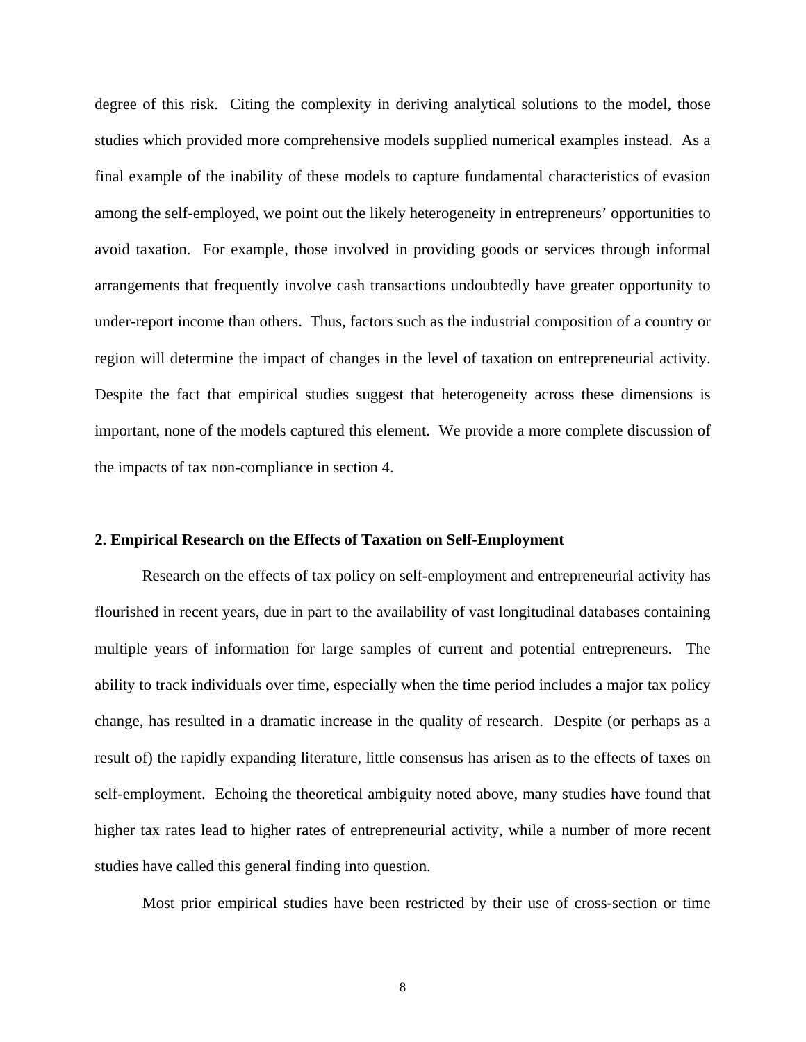degree of this risk. Citing the complexity in deriving analytical solutions to the model, those studies which provided more comprehensive models supplied numerical examples instead. As a final example of the inability of these models to capture fundamental characteristics of evasion among the self-employed, we point out the likely heterogeneity in entrepreneurs' opportunities to avoid taxation. For example, those involved in providing goods or services through informal arrangements that frequently involve cash transactions undoubtedly have greater opportunity to under-report income than others. Thus, factors such as the industrial composition of a country or region will determine the impact of changes in the level of taxation on entrepreneurial activity. Despite the fact that empirical studies suggest that heterogeneity across these dimensions is important, none of the models captured this element. We provide a more complete discussion of the impacts of tax non-compliance in section 4.

## 2. Empirical Research on the Effects of Taxation on Self-Employment

Research on the effects of tax policy on self-employment and entrepreneurial activity has flourished in recent years, due in part to the availability of vast longitudinal databases containing multiple years of information for large samples of current and potential entrepreneurs. The ability to track individuals over time, especially when the time period includes a major tax policy change, has resulted in a dramatic increase in the quality of research. Despite (or perhaps as a result of) the rapidly expanding literature, little consensus has arisen as to the effects of taxes on self-employment. Echoing the theoretical ambiguity noted above, many studies have found that higher tax rates lead to higher rates of entrepreneurial activity, while a number of more recent studies have called this general finding into question.

Most prior empirical studies have been restricted by their use of cross-section or time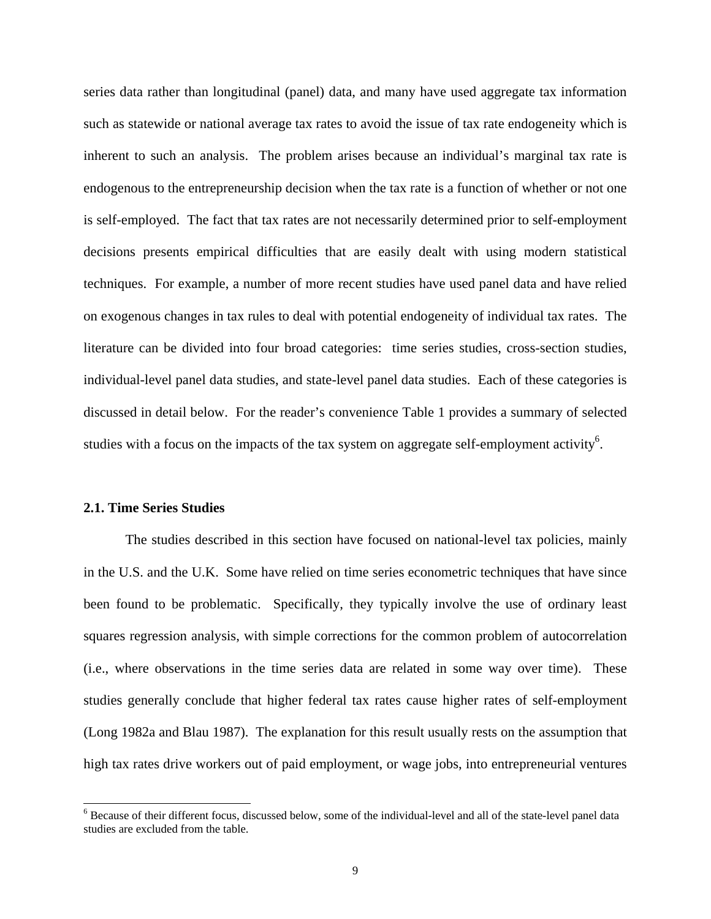series data rather than longitudinal (panel) data, and many have used aggregate tax information such as statewide or national average tax rates to avoid the issue of tax rate endogeneity which is inherent to such an analysis. The problem arises because an individual's marginal tax rate is endogenous to the entrepreneurship decision when the tax rate is a function of whether or not one is self-employed. The fact that tax rates are not necessarily determined prior to self-employment decisions presents empirical difficulties that are easily dealt with using modern statistical techniques. For example, a number of more recent studies have used panel data and have relied on exogenous changes in tax rules to deal with potential endogeneity of individual tax rates. The literature can be divided into four broad categories: time series studies, cross-section studies, individual-level panel data studies, and state-level panel data studies. Each of these categories is discussed in detail below. For the reader's convenience Table 1 provides a summary of selected studies with a focus on the impacts of the tax system on aggregate self-employment activity[6].

### 2.1. Time Series Studies

The studies described in this section have focused on national-level tax policies, mainly in the U.S. and the U.K. Some have relied on time series econometric techniques that have since been found to be problematic. Specifically, they typically involve the use of ordinary least squares regression analysis, with simple corrections for the common problem of autocorrelation (i.e., where observations in the time series data are related in some way over time). These studies generally conclude that higher federal tax rates cause higher rates of self-employment (Long 1982a and Blau 1987). The explanation for this result usually rests on the assumption that high tax rates drive workers out of paid employment, or wage jobs, into entrepreneurial ventures

[6] Because of their different focus, discussed below, some of the individual-level and all of the state-level panel data studies are excluded from the table.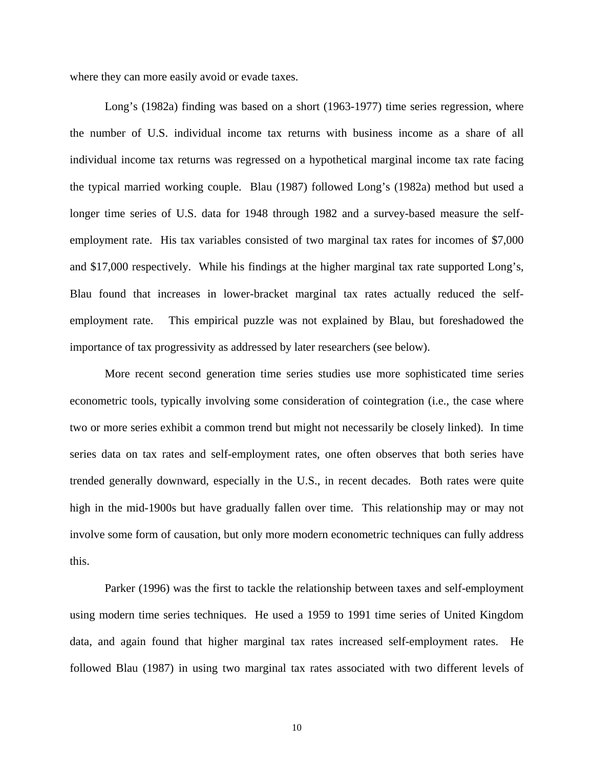where they can more easily avoid or evade taxes.

Long's (1982a) finding was based on a short (1963-1977) time series regression, where the number of U.S. individual income tax returns with business income as a share of all individual income tax returns was regressed on a hypothetical marginal income tax rate facing the typical married working couple. Blau (1987) followed Long's (1982a) method but used a longer time series of U.S. data for 1948 through 1982 and a survey-based measure the self-employment rate. His tax variables consisted of two marginal tax rates for incomes of $7,000 and $17,000 respectively. While his findings at the higher marginal tax rate supported Long's, Blau found that increases in lower-bracket marginal tax rates actually reduced the self-employment rate. This empirical puzzle was not explained by Blau, but foreshadowed the importance of tax progressivity as addressed by later researchers (see below).

More recent second generation time series studies use more sophisticated time series econometric tools, typically involving some consideration of cointegration (i.e., the case where two or more series exhibit a common trend but might not necessarily be closely linked). In time series data on tax rates and self-employment rates, one often observes that both series have trended generally downward, especially in the U.S., in recent decades. Both rates were quite high in the mid-1900s but have gradually fallen over time. This relationship may or may not involve some form of causation, but only more modern econometric techniques can fully address this.

Parker (1996) was the first to tackle the relationship between taxes and self-employment using modern time series techniques. He used a 1959 to 1991 time series of United Kingdom data, and again found that higher marginal tax rates increased self-employment rates. He followed Blau (1987) in using two marginal tax rates associated with two different levels of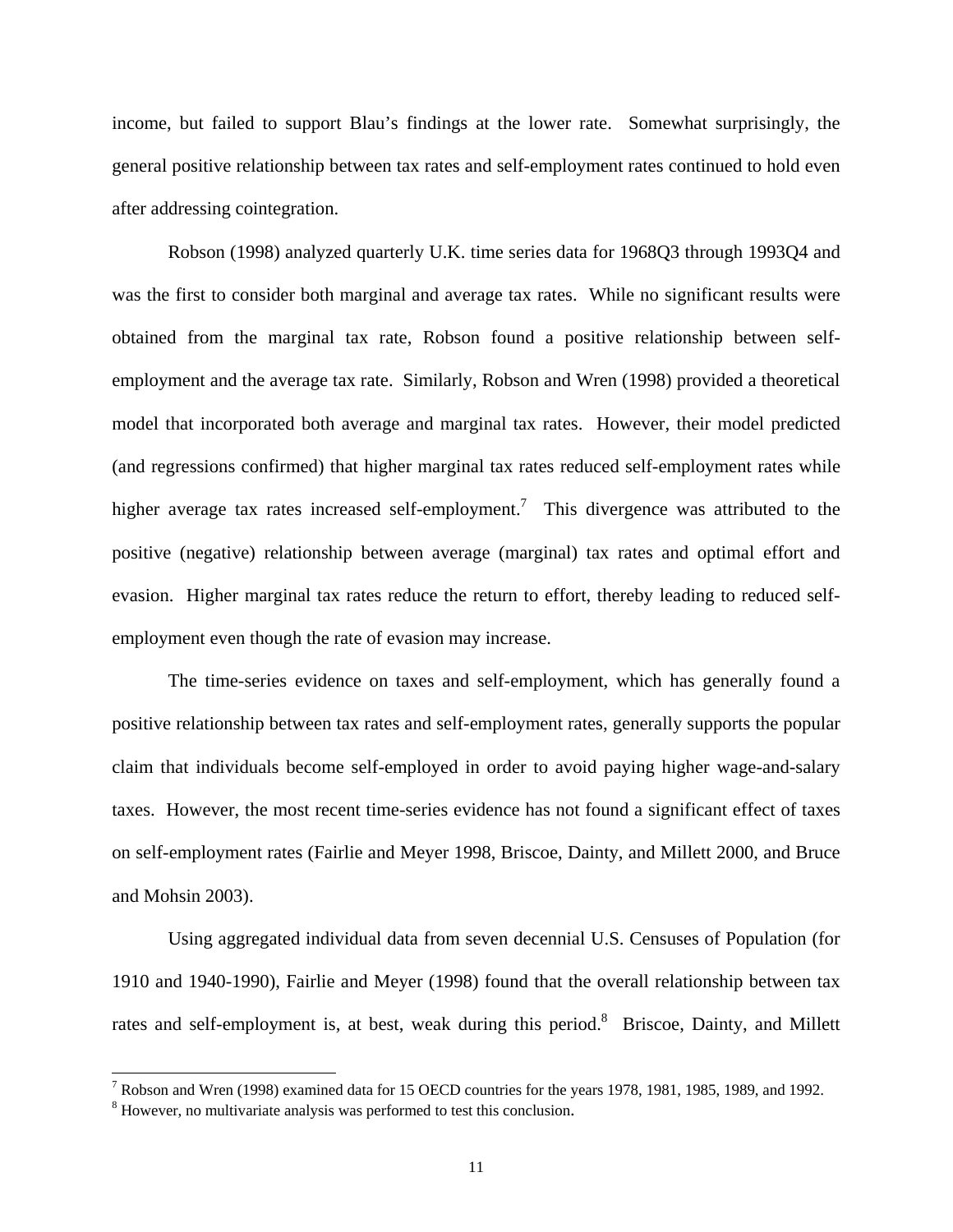income, but failed to support Blau's findings at the lower rate. Somewhat surprisingly, the general positive relationship between tax rates and self-employment rates continued to hold even after addressing cointegration.

Robson (1998) analyzed quarterly U.K. time series data for 1968Q3 through 1993Q4 and was the first to consider both marginal and average tax rates. While no significant results were obtained from the marginal tax rate, Robson found a positive relationship between self-employment and the average tax rate. Similarly, Robson and Wren (1998) provided a theoretical model that incorporated both average and marginal tax rates. However, their model predicted (and regressions confirmed) that higher marginal tax rates reduced self-employment rates while higher average tax rates increased self-employment.[7] This divergence was attributed to the positive (negative) relationship between average (marginal) tax rates and optimal effort and evasion. Higher marginal tax rates reduce the return to effort, thereby leading to reduced self-employment even though the rate of evasion may increase.

The time-series evidence on taxes and self-employment, which has generally found a positive relationship between tax rates and self-employment rates, generally supports the popular claim that individuals become self-employed in order to avoid paying higher wage-and-salary taxes. However, the most recent time-series evidence has not found a significant effect of taxes on self-employment rates (Fairlie and Meyer 1998, Briscoe, Dainty, and Millett 2000, and Bruce and Mohsin 2003).

Using aggregated individual data from seven decennial U.S. Censuses of Population (for 1910 and 1940-1990), Fairlie and Meyer (1998) found that the overall relationship between tax rates and self-employment is, at best, weak during this period.[8] Briscoe, Dainty, and Millett

[7] Robson and Wren (1998) examined data for 15 OECD countries for the years 1978, 1981, 1985, 1989, and 1992.

[8] However, no multivariate analysis was performed to test this conclusion.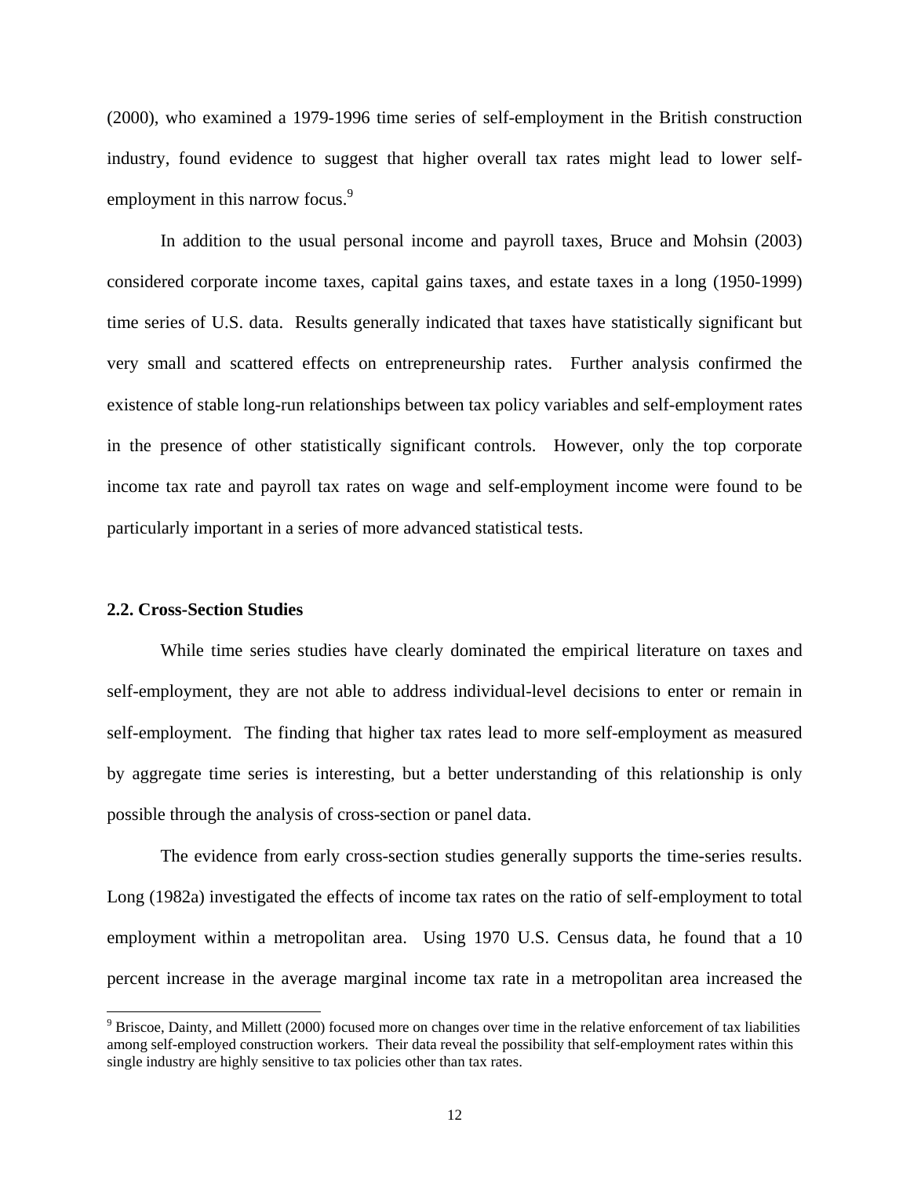(2000), who examined a 1979-1996 time series of self-employment in the British construction industry, found evidence to suggest that higher overall tax rates might lead to lower self-employment in this narrow focus.[9]

In addition to the usual personal income and payroll taxes, Bruce and Mohsin (2003) considered corporate income taxes, capital gains taxes, and estate taxes in a long (1950-1999) time series of U.S. data. Results generally indicated that taxes have statistically significant but very small and scattered effects on entrepreneurship rates. Further analysis confirmed the existence of stable long-run relationships between tax policy variables and self-employment rates in the presence of other statistically significant controls. However, only the top corporate income tax rate and payroll tax rates on wage and self-employment income were found to be particularly important in a series of more advanced statistical tests.

### 2.2. Cross-Section Studies

While time series studies have clearly dominated the empirical literature on taxes and self-employment, they are not able to address individual-level decisions to enter or remain in self-employment. The finding that higher tax rates lead to more self-employment as measured by aggregate time series is interesting, but a better understanding of this relationship is only possible through the analysis of cross-section or panel data.

The evidence from early cross-section studies generally supports the time-series results. Long (1982a) investigated the effects of income tax rates on the ratio of self-employment to total employment within a metropolitan area. Using 1970 U.S. Census data, he found that a 10 percent increase in the average marginal income tax rate in a metropolitan area increased the

---

[9] Briscoe, Dainty, and Millett (2000) focused more on changes over time in the relative enforcement of tax liabilities among self-employed construction workers. Their data reveal the possibility that self-employment rates within this single industry are highly sensitive to tax policies other than tax rates.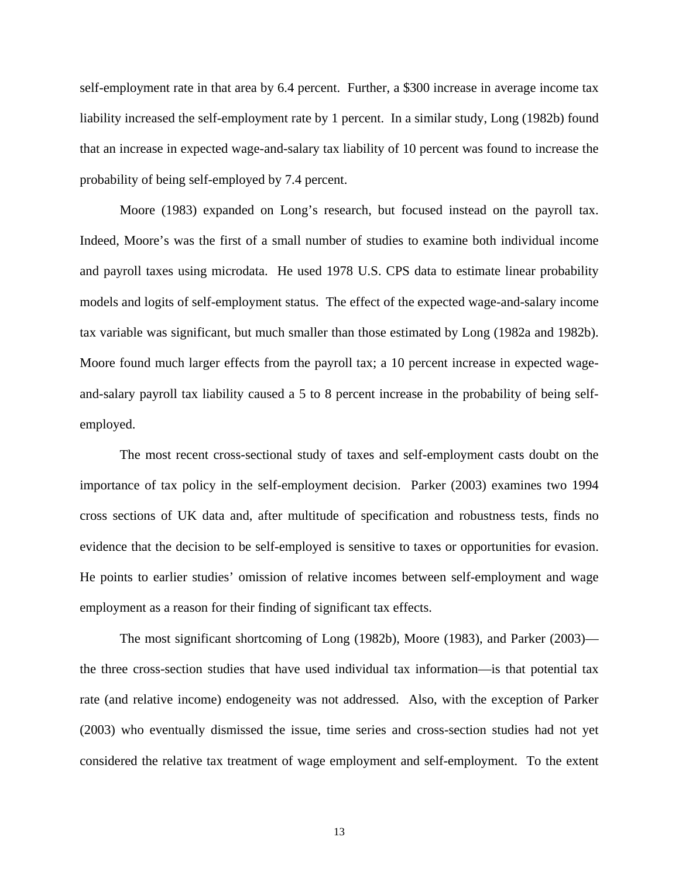self-employment rate in that area by 6.4 percent. Further, a $300 increase in average income tax liability increased the self-employment rate by 1 percent. In a similar study, Long (1982b) found that an increase in expected wage-and-salary tax liability of 10 percent was found to increase the probability of being self-employed by 7.4 percent.

Moore (1983) expanded on Long's research, but focused instead on the payroll tax. Indeed, Moore's was the first of a small number of studies to examine both individual income and payroll taxes using microdata. He used 1978 U.S. CPS data to estimate linear probability models and logits of self-employment status. The effect of the expected wage-and-salary income tax variable was significant, but much smaller than those estimated by Long (1982a and 1982b). Moore found much larger effects from the payroll tax; a 10 percent increase in expected wage-and-salary payroll tax liability caused a 5 to 8 percent increase in the probability of being self-employed.

The most recent cross-sectional study of taxes and self-employment casts doubt on the importance of tax policy in the self-employment decision. Parker (2003) examines two 1994 cross sections of UK data and, after multitude of specification and robustness tests, finds no evidence that the decision to be self-employed is sensitive to taxes or opportunities for evasion. He points to earlier studies' omission of relative incomes between self-employment and wage employment as a reason for their finding of significant tax effects.

The most significant shortcoming of Long (1982b), Moore (1983), and Parker (2003)—the three cross-section studies that have used individual tax information—is that potential tax rate (and relative income) endogeneity was not addressed. Also, with the exception of Parker (2003) who eventually dismissed the issue, time series and cross-section studies had not yet considered the relative tax treatment of wage employment and self-employment. To the extent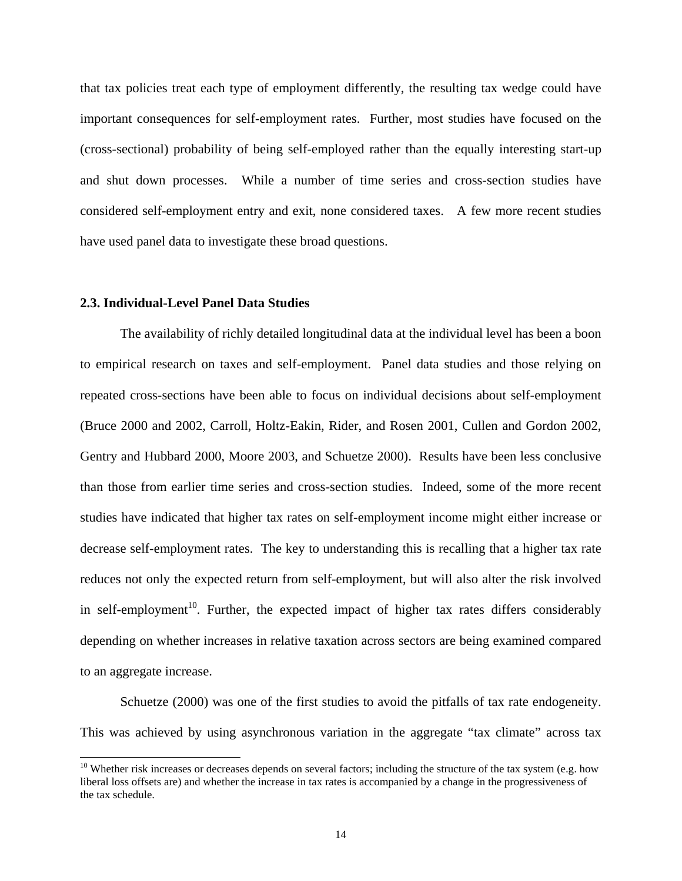that tax policies treat each type of employment differently, the resulting tax wedge could have important consequences for self-employment rates. Further, most studies have focused on the (cross-sectional) probability of being self-employed rather than the equally interesting start-up and shut down processes. While a number of time series and cross-section studies have considered self-employment entry and exit, none considered taxes. A few more recent studies have used panel data to investigate these broad questions.

### 2.3. Individual-Level Panel Data Studies

The availability of richly detailed longitudinal data at the individual level has been a boon to empirical research on taxes and self-employment. Panel data studies and those relying on repeated cross-sections have been able to focus on individual decisions about self-employment (Bruce 2000 and 2002, Carroll, Holtz-Eakin, Rider, and Rosen 2001, Cullen and Gordon 2002, Gentry and Hubbard 2000, Moore 2003, and Schuetze 2000). Results have been less conclusive than those from earlier time series and cross-section studies. Indeed, some of the more recent studies have indicated that higher tax rates on self-employment income might either increase or decrease self-employment rates. The key to understanding this is recalling that a higher tax rate reduces not only the expected return from self-employment, but will also alter the risk involved in self-employment[10]. Further, the expected impact of higher tax rates differs considerably depending on whether increases in relative taxation across sectors are being examined compared to an aggregate increase.

Schuetze (2000) was one of the first studies to avoid the pitfalls of tax rate endogeneity. This was achieved by using asynchronous variation in the aggregate "tax climate" across tax

[10] Whether risk increases or decreases depends on several factors; including the structure of the tax system (e.g. how liberal loss offsets are) and whether the increase in tax rates is accompanied by a change in the progressiveness of the tax schedule.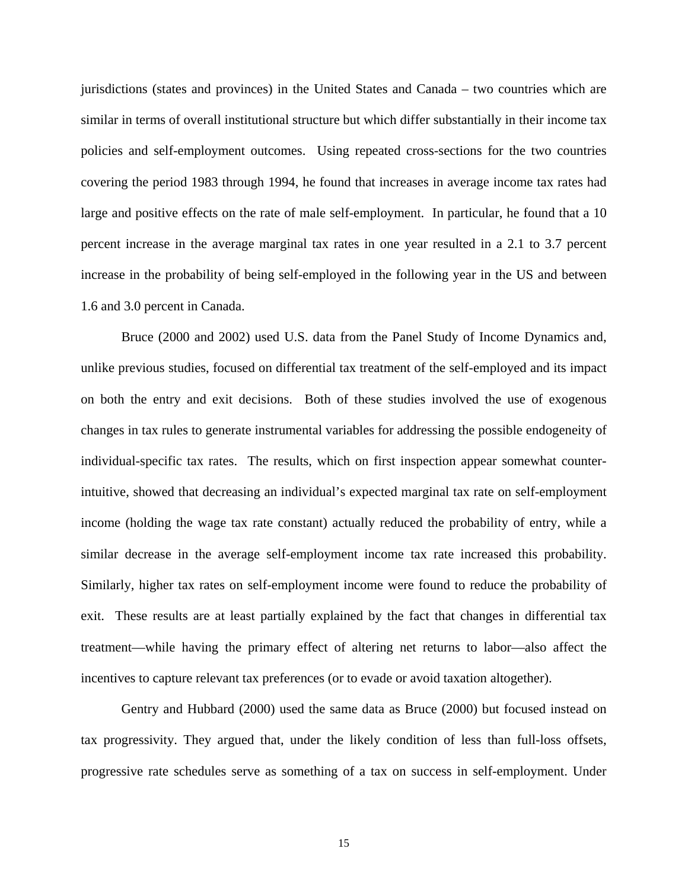jurisdictions (states and provinces) in the United States and Canada – two countries which are similar in terms of overall institutional structure but which differ substantially in their income tax policies and self-employment outcomes. Using repeated cross-sections for the two countries covering the period 1983 through 1994, he found that increases in average income tax rates had large and positive effects on the rate of male self-employment. In particular, he found that a 10 percent increase in the average marginal tax rates in one year resulted in a 2.1 to 3.7 percent increase in the probability of being self-employed in the following year in the US and between 1.6 and 3.0 percent in Canada.

Bruce (2000 and 2002) used U.S. data from the Panel Study of Income Dynamics and, unlike previous studies, focused on differential tax treatment of the self-employed and its impact on both the entry and exit decisions. Both of these studies involved the use of exogenous changes in tax rules to generate instrumental variables for addressing the possible endogeneity of individual-specific tax rates. The results, which on first inspection appear somewhat counter-intuitive, showed that decreasing an individual's expected marginal tax rate on self-employment income (holding the wage tax rate constant) actually reduced the probability of entry, while a similar decrease in the average self-employment income tax rate increased this probability. Similarly, higher tax rates on self-employment income were found to reduce the probability of exit. These results are at least partially explained by the fact that changes in differential tax treatment—while having the primary effect of altering net returns to labor—also affect the incentives to capture relevant tax preferences (or to evade or avoid taxation altogether).

Gentry and Hubbard (2000) used the same data as Bruce (2000) but focused instead on tax progressivity. They argued that, under the likely condition of less than full-loss offsets, progressive rate schedules serve as something of a tax on success in self-employment. Under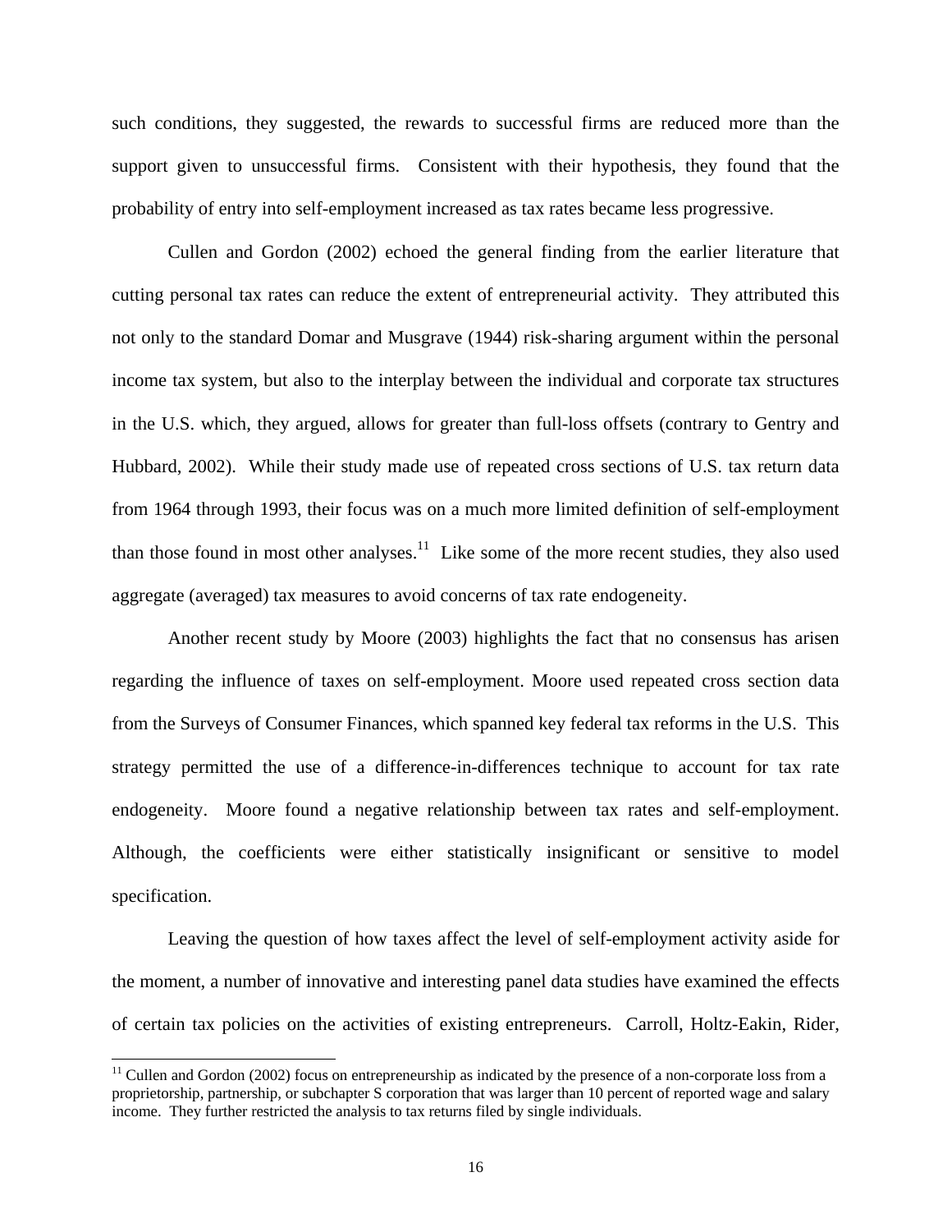such conditions, they suggested, the rewards to successful firms are reduced more than the support given to unsuccessful firms. Consistent with their hypothesis, they found that the probability of entry into self-employment increased as tax rates became less progressive.

Cullen and Gordon (2002) echoed the general finding from the earlier literature that cutting personal tax rates can reduce the extent of entrepreneurial activity. They attributed this not only to the standard Domar and Musgrave (1944) risk-sharing argument within the personal income tax system, but also to the interplay between the individual and corporate tax structures in the U.S. which, they argued, allows for greater than full-loss offsets (contrary to Gentry and Hubbard, 2002). While their study made use of repeated cross sections of U.S. tax return data from 1964 through 1993, their focus was on a much more limited definition of self-employment than those found in most other analyses.[11] Like some of the more recent studies, they also used aggregate (averaged) tax measures to avoid concerns of tax rate endogeneity.

Another recent study by Moore (2003) highlights the fact that no consensus has arisen regarding the influence of taxes on self-employment. Moore used repeated cross section data from the Surveys of Consumer Finances, which spanned key federal tax reforms in the U.S. This strategy permitted the use of a difference-in-differences technique to account for tax rate endogeneity. Moore found a negative relationship between tax rates and self-employment. Although, the coefficients were either statistically insignificant or sensitive to model specification.

Leaving the question of how taxes affect the level of self-employment activity aside for the moment, a number of innovative and interesting panel data studies have examined the effects of certain tax policies on the activities of existing entrepreneurs. Carroll, Holtz-Eakin, Rider,

[11] Cullen and Gordon (2002) focus on entrepreneurship as indicated by the presence of a non-corporate loss from a proprietorship, partnership, or subchapter S corporation that was larger than 10 percent of reported wage and salary income. They further restricted the analysis to tax returns filed by single individuals.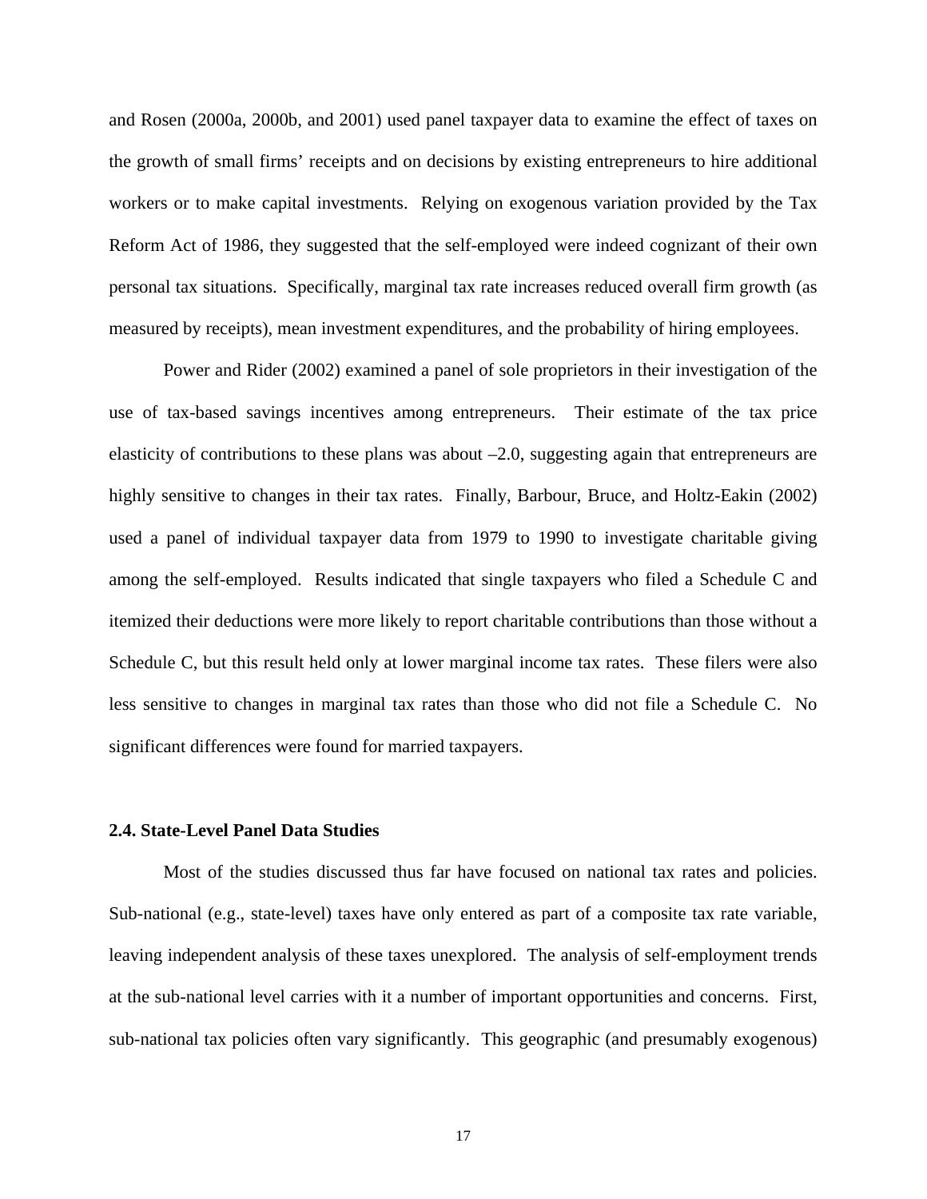and Rosen (2000a, 2000b, and 2001) used panel taxpayer data to examine the effect of taxes on the growth of small firms' receipts and on decisions by existing entrepreneurs to hire additional workers or to make capital investments. Relying on exogenous variation provided by the Tax Reform Act of 1986, they suggested that the self-employed were indeed cognizant of their own personal tax situations. Specifically, marginal tax rate increases reduced overall firm growth (as measured by receipts), mean investment expenditures, and the probability of hiring employees.

Power and Rider (2002) examined a panel of sole proprietors in their investigation of the use of tax-based savings incentives among entrepreneurs. Their estimate of the tax price elasticity of contributions to these plans was about –2.0, suggesting again that entrepreneurs are highly sensitive to changes in their tax rates. Finally, Barbour, Bruce, and Holtz-Eakin (2002) used a panel of individual taxpayer data from 1979 to 1990 to investigate charitable giving among the self-employed. Results indicated that single taxpayers who filed a Schedule C and itemized their deductions were more likely to report charitable contributions than those without a Schedule C, but this result held only at lower marginal income tax rates. These filers were also less sensitive to changes in marginal tax rates than those who did not file a Schedule C. No significant differences were found for married taxpayers.

### 2.4. State-Level Panel Data Studies

Most of the studies discussed thus far have focused on national tax rates and policies. Sub-national (e.g., state-level) taxes have only entered as part of a composite tax rate variable, leaving independent analysis of these taxes unexplored. The analysis of self-employment trends at the sub-national level carries with it a number of important opportunities and concerns. First, sub-national tax policies often vary significantly. This geographic (and presumably exogenous)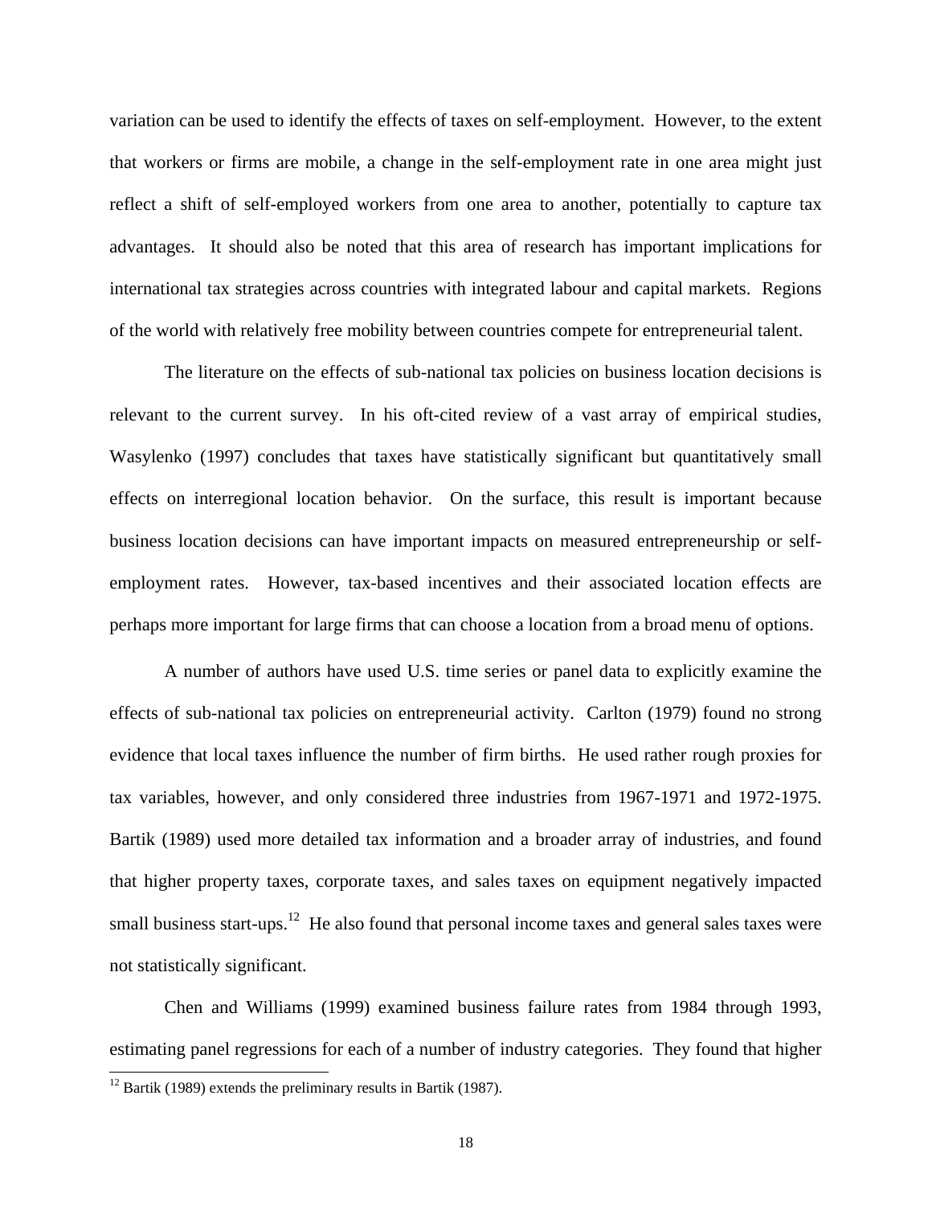variation can be used to identify the effects of taxes on self-employment. However, to the extent that workers or firms are mobile, a change in the self-employment rate in one area might just reflect a shift of self-employed workers from one area to another, potentially to capture tax advantages. It should also be noted that this area of research has important implications for international tax strategies across countries with integrated labour and capital markets. Regions of the world with relatively free mobility between countries compete for entrepreneurial talent.

The literature on the effects of sub-national tax policies on business location decisions is relevant to the current survey. In his oft-cited review of a vast array of empirical studies, Wasylenko (1997) concludes that taxes have statistically significant but quantitatively small effects on interregional location behavior. On the surface, this result is important because business location decisions can have important impacts on measured entrepreneurship or self-employment rates. However, tax-based incentives and their associated location effects are perhaps more important for large firms that can choose a location from a broad menu of options.

A number of authors have used U.S. time series or panel data to explicitly examine the effects of sub-national tax policies on entrepreneurial activity. Carlton (1979) found no strong evidence that local taxes influence the number of firm births. He used rather rough proxies for tax variables, however, and only considered three industries from 1967-1971 and 1972-1975. Bartik (1989) used more detailed tax information and a broader array of industries, and found that higher property taxes, corporate taxes, and sales taxes on equipment negatively impacted small business start-ups.[12] He also found that personal income taxes and general sales taxes were not statistically significant.

Chen and Williams (1999) examined business failure rates from 1984 through 1993, estimating panel regressions for each of a number of industry categories. They found that higher

[12] Bartik (1989) extends the preliminary results in Bartik (1987).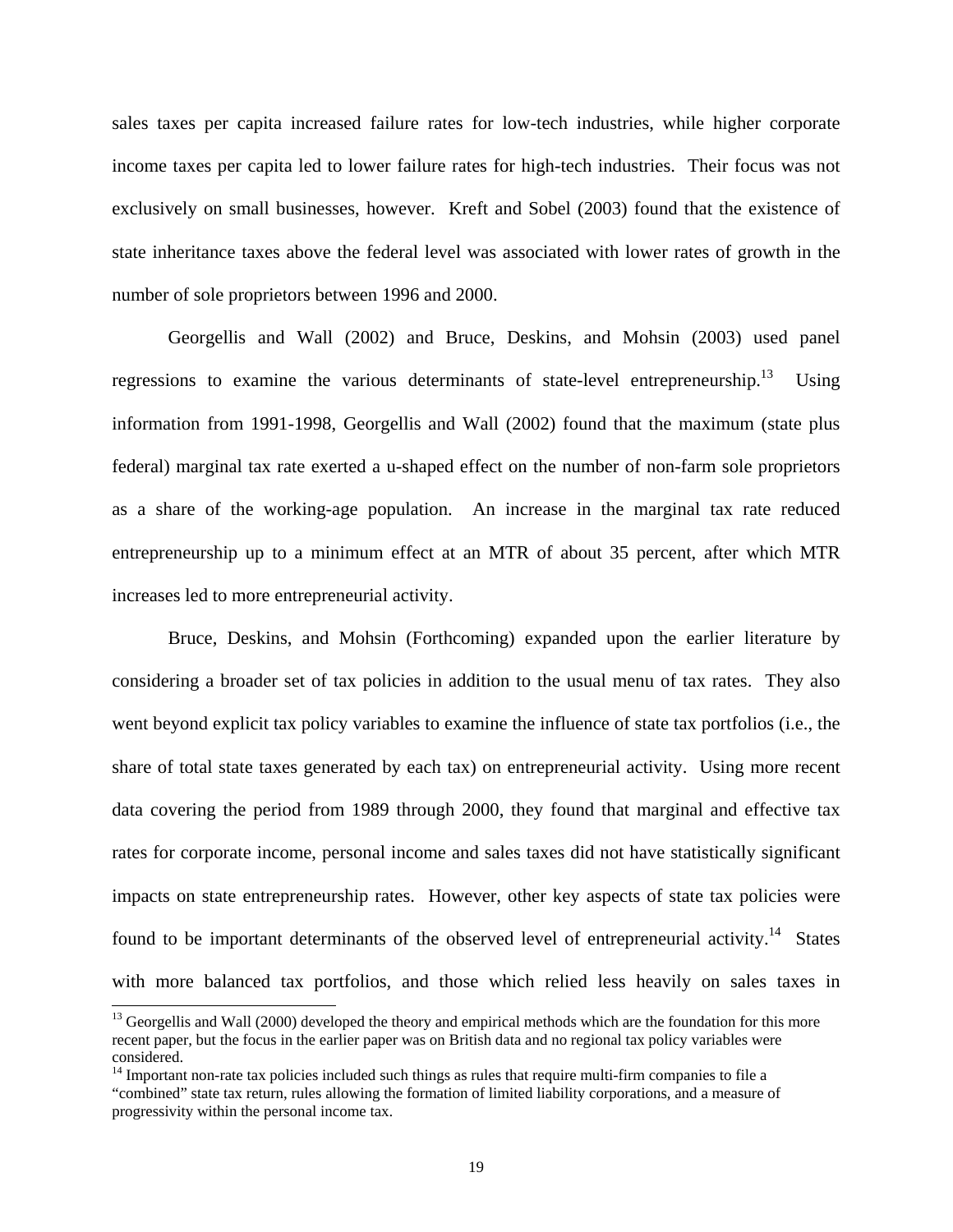sales taxes per capita increased failure rates for low-tech industries, while higher corporate income taxes per capita led to lower failure rates for high-tech industries. Their focus was not exclusively on small businesses, however. Kreft and Sobel (2003) found that the existence of state inheritance taxes above the federal level was associated with lower rates of growth in the number of sole proprietors between 1996 and 2000.

Georgellis and Wall (2002) and Bruce, Deskins, and Mohsin (2003) used panel regressions to examine the various determinants of state-level entrepreneurship.[13] Using information from 1991-1998, Georgellis and Wall (2002) found that the maximum (state plus federal) marginal tax rate exerted a u-shaped effect on the number of non-farm sole proprietors as a share of the working-age population. An increase in the marginal tax rate reduced entrepreneurship up to a minimum effect at an MTR of about 35 percent, after which MTR increases led to more entrepreneurial activity.

Bruce, Deskins, and Mohsin (Forthcoming) expanded upon the earlier literature by considering a broader set of tax policies in addition to the usual menu of tax rates. They also went beyond explicit tax policy variables to examine the influence of state tax portfolios (i.e., the share of total state taxes generated by each tax) on entrepreneurial activity. Using more recent data covering the period from 1989 through 2000, they found that marginal and effective tax rates for corporate income, personal income and sales taxes did not have statistically significant impacts on state entrepreneurship rates. However, other key aspects of state tax policies were found to be important determinants of the observed level of entrepreneurial activity.[14] States with more balanced tax portfolios, and those which relied less heavily on sales taxes in

[13] Georgellis and Wall (2000) developed the theory and empirical methods which are the foundation for this more recent paper, but the focus in the earlier paper was on British data and no regional tax policy variables were considered.

[14] Important non-rate tax policies included such things as rules that require multi-firm companies to file a "combined" state tax return, rules allowing the formation of limited liability corporations, and a measure of progressivity within the personal income tax.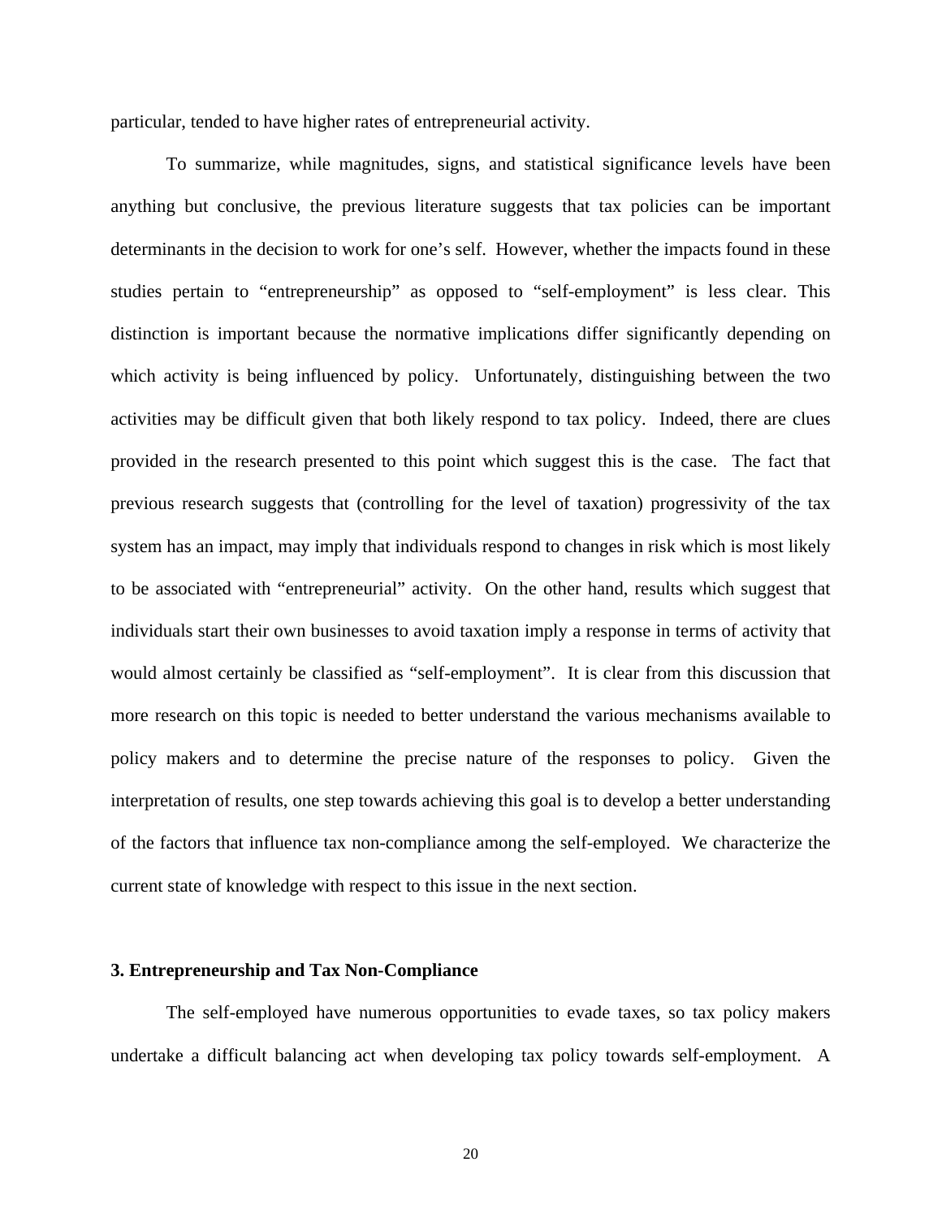particular, tended to have higher rates of entrepreneurial activity.

To summarize, while magnitudes, signs, and statistical significance levels have been anything but conclusive, the previous literature suggests that tax policies can be important determinants in the decision to work for one's self. However, whether the impacts found in these studies pertain to "entrepreneurship" as opposed to "self-employment" is less clear. This distinction is important because the normative implications differ significantly depending on which activity is being influenced by policy. Unfortunately, distinguishing between the two activities may be difficult given that both likely respond to tax policy. Indeed, there are clues provided in the research presented to this point which suggest this is the case. The fact that previous research suggests that (controlling for the level of taxation) progressivity of the tax system has an impact, may imply that individuals respond to changes in risk which is most likely to be associated with "entrepreneurial" activity. On the other hand, results which suggest that individuals start their own businesses to avoid taxation imply a response in terms of activity that would almost certainly be classified as "self-employment". It is clear from this discussion that more research on this topic is needed to better understand the various mechanisms available to policy makers and to determine the precise nature of the responses to policy. Given the interpretation of results, one step towards achieving this goal is to develop a better understanding of the factors that influence tax non-compliance among the self-employed. We characterize the current state of knowledge with respect to this issue in the next section.

## 3. Entrepreneurship and Tax Non-Compliance

The self-employed have numerous opportunities to evade taxes, so tax policy makers undertake a difficult balancing act when developing tax policy towards self-employment. A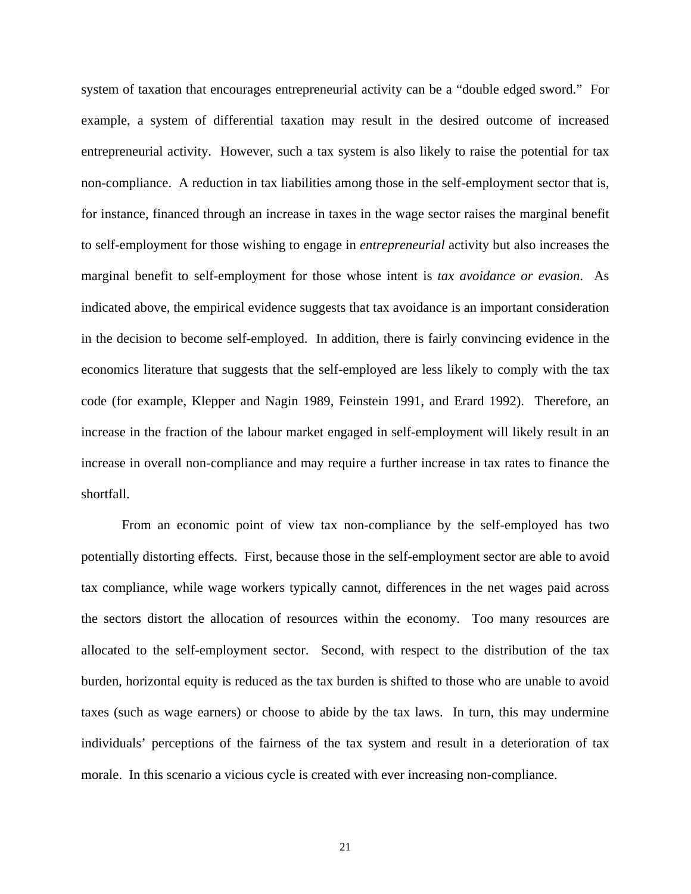system of taxation that encourages entrepreneurial activity can be a "double edged sword." For example, a system of differential taxation may result in the desired outcome of increased entrepreneurial activity. However, such a tax system is also likely to raise the potential for tax non-compliance. A reduction in tax liabilities among those in the self-employment sector that is, for instance, financed through an increase in taxes in the wage sector raises the marginal benefit to self-employment for those wishing to engage in *entrepreneurial* activity but also increases the marginal benefit to self-employment for those whose intent is *tax avoidance or evasion*. As indicated above, the empirical evidence suggests that tax avoidance is an important consideration in the decision to become self-employed. In addition, there is fairly convincing evidence in the economics literature that suggests that the self-employed are less likely to comply with the tax code (for example, Klepper and Nagin 1989, Feinstein 1991, and Erard 1992). Therefore, an increase in the fraction of the labour market engaged in self-employment will likely result in an increase in overall non-compliance and may require a further increase in tax rates to finance the shortfall.

From an economic point of view tax non-compliance by the self-employed has two potentially distorting effects. First, because those in the self-employment sector are able to avoid tax compliance, while wage workers typically cannot, differences in the net wages paid across the sectors distort the allocation of resources within the economy. Too many resources are allocated to the self-employment sector. Second, with respect to the distribution of the tax burden, horizontal equity is reduced as the tax burden is shifted to those who are unable to avoid taxes (such as wage earners) or choose to abide by the tax laws. In turn, this may undermine individuals' perceptions of the fairness of the tax system and result in a deterioration of tax morale. In this scenario a vicious cycle is created with ever increasing non-compliance.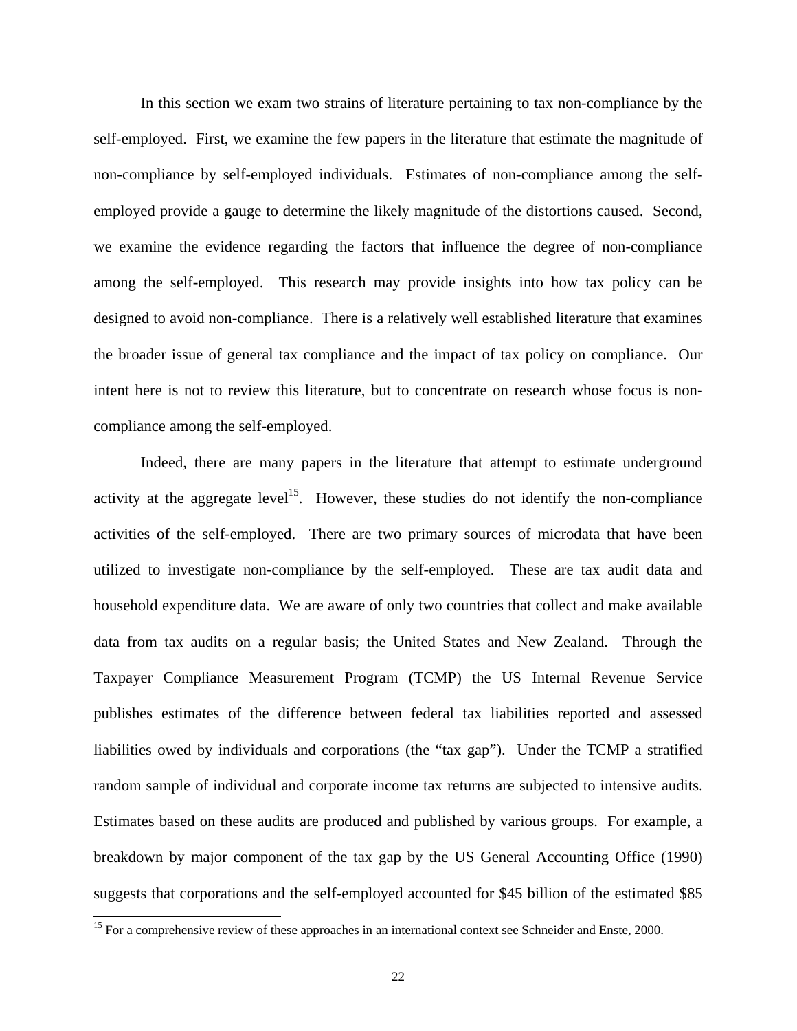In this section we exam two strains of literature pertaining to tax non-compliance by the self-employed. First, we examine the few papers in the literature that estimate the magnitude of non-compliance by self-employed individuals. Estimates of non-compliance among the self-employed provide a gauge to determine the likely magnitude of the distortions caused. Second, we examine the evidence regarding the factors that influence the degree of non-compliance among the self-employed. This research may provide insights into how tax policy can be designed to avoid non-compliance. There is a relatively well established literature that examines the broader issue of general tax compliance and the impact of tax policy on compliance. Our intent here is not to review this literature, but to concentrate on research whose focus is non-compliance among the self-employed.

Indeed, there are many papers in the literature that attempt to estimate underground activity at the aggregate level[15]. However, these studies do not identify the non-compliance activities of the self-employed. There are two primary sources of microdata that have been utilized to investigate non-compliance by the self-employed. These are tax audit data and household expenditure data. We are aware of only two countries that collect and make available data from tax audits on a regular basis; the United States and New Zealand. Through the Taxpayer Compliance Measurement Program (TCMP) the US Internal Revenue Service publishes estimates of the difference between federal tax liabilities reported and assessed liabilities owed by individuals and corporations (the "tax gap"). Under the TCMP a stratified random sample of individual and corporate income tax returns are subjected to intensive audits. Estimates based on these audits are produced and published by various groups. For example, a breakdown by major component of the tax gap by the US General Accounting Office (1990) suggests that corporations and the self-employed accounted for $45 billion of the estimated $85

[15] For a comprehensive review of these approaches in an international context see Schneider and Enste, 2000.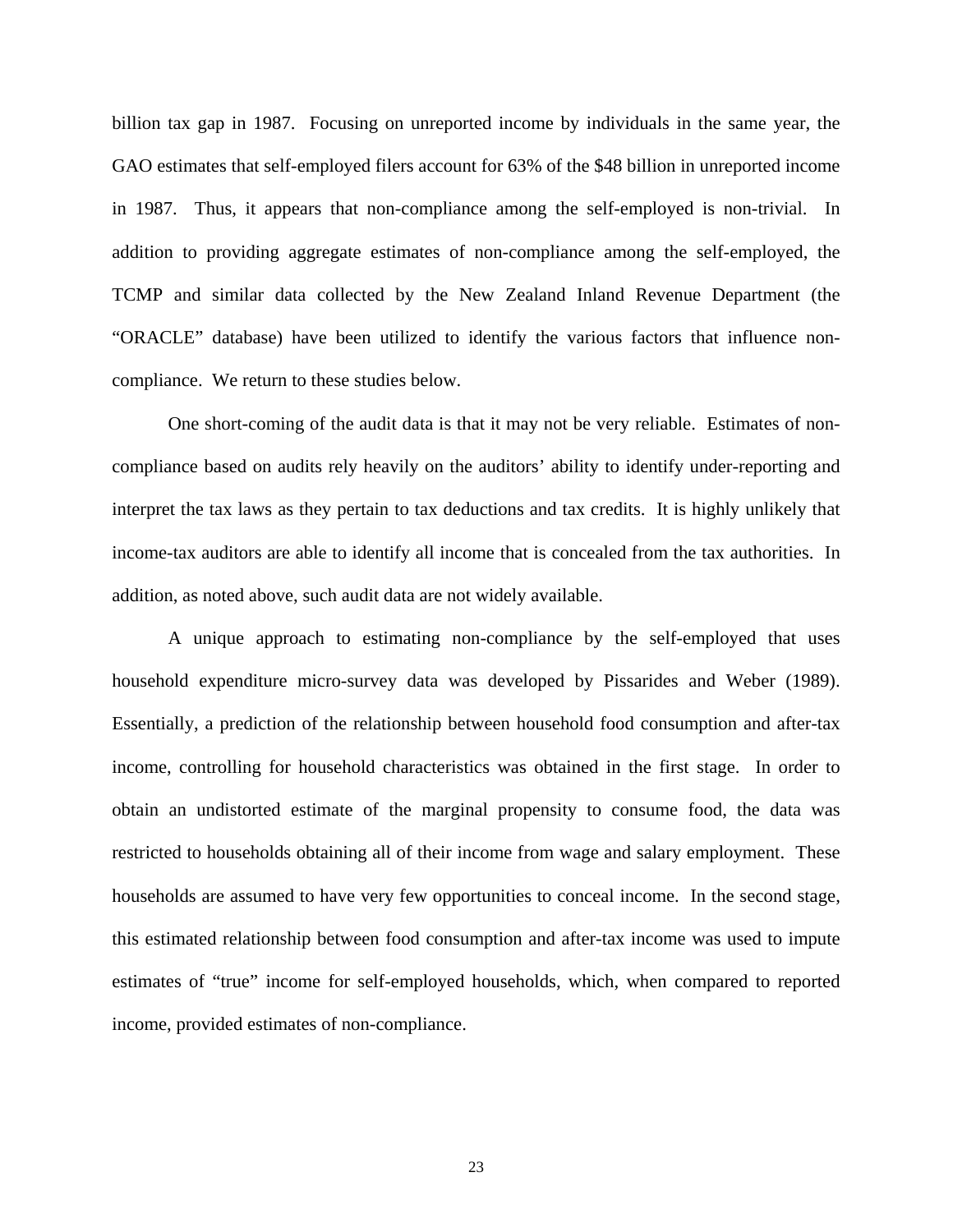billion tax gap in 1987. Focusing on unreported income by individuals in the same year, the GAO estimates that self-employed filers account for 63% of the $48 billion in unreported income in 1987. Thus, it appears that non-compliance among the self-employed is non-trivial. In addition to providing aggregate estimates of non-compliance among the self-employed, the TCMP and similar data collected by the New Zealand Inland Revenue Department (the "ORACLE" database) have been utilized to identify the various factors that influence non-compliance. We return to these studies below.

One short-coming of the audit data is that it may not be very reliable. Estimates of non-compliance based on audits rely heavily on the auditors' ability to identify under-reporting and interpret the tax laws as they pertain to tax deductions and tax credits. It is highly unlikely that income-tax auditors are able to identify all income that is concealed from the tax authorities. In addition, as noted above, such audit data are not widely available.

A unique approach to estimating non-compliance by the self-employed that uses household expenditure micro-survey data was developed by Pissarides and Weber (1989). Essentially, a prediction of the relationship between household food consumption and after-tax income, controlling for household characteristics was obtained in the first stage. In order to obtain an undistorted estimate of the marginal propensity to consume food, the data was restricted to households obtaining all of their income from wage and salary employment. These households are assumed to have very few opportunities to conceal income. In the second stage, this estimated relationship between food consumption and after-tax income was used to impute estimates of "true" income for self-employed households, which, when compared to reported income, provided estimates of non-compliance.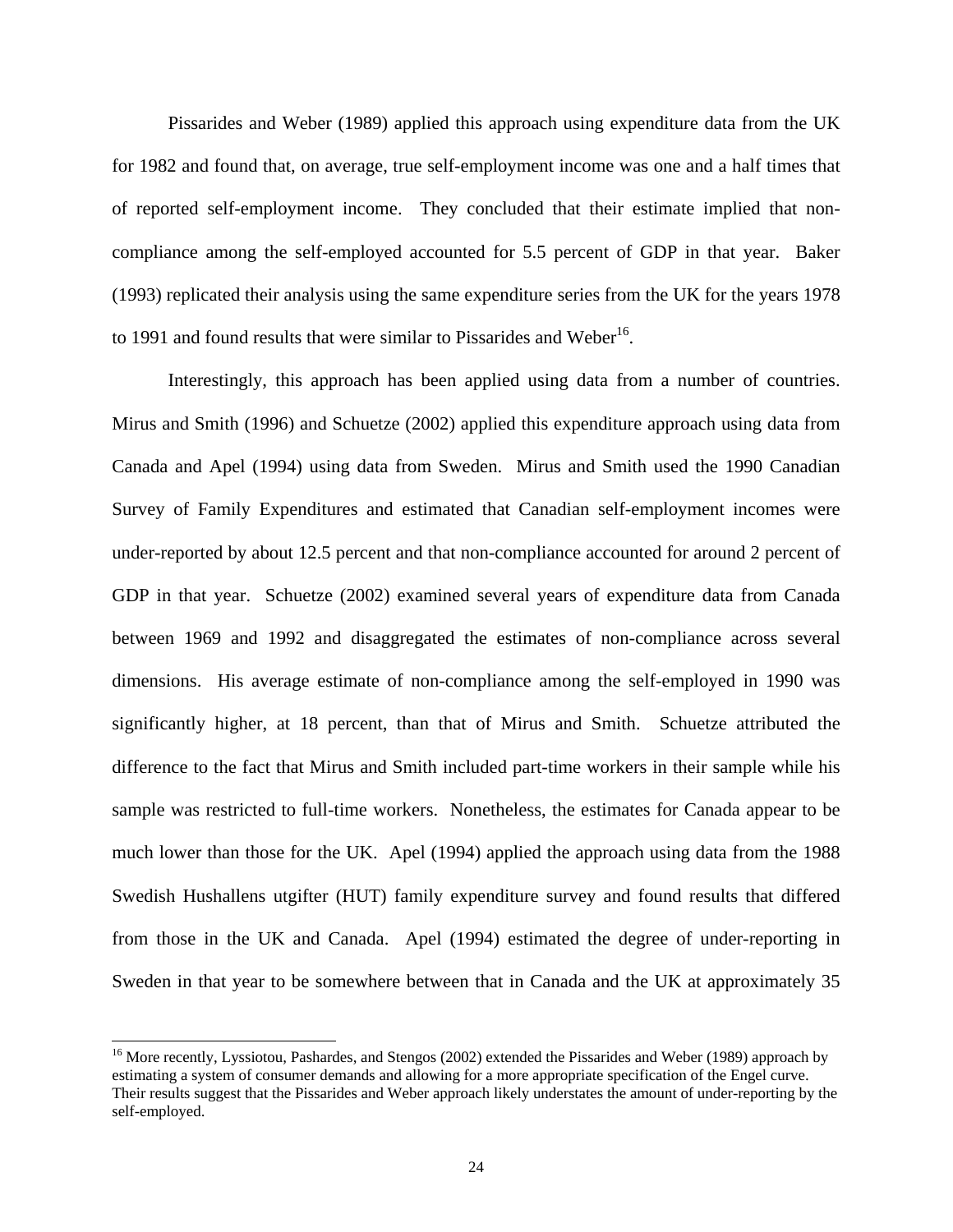Pissarides and Weber (1989) applied this approach using expenditure data from the UK for 1982 and found that, on average, true self-employment income was one and a half times that of reported self-employment income. They concluded that their estimate implied that non-compliance among the self-employed accounted for 5.5 percent of GDP in that year. Baker (1993) replicated their analysis using the same expenditure series from the UK for the years 1978 to 1991 and found results that were similar to Pissarides and Weber[16].

Interestingly, this approach has been applied using data from a number of countries. Mirus and Smith (1996) and Schuetze (2002) applied this expenditure approach using data from Canada and Apel (1994) using data from Sweden. Mirus and Smith used the 1990 Canadian Survey of Family Expenditures and estimated that Canadian self-employment incomes were under-reported by about 12.5 percent and that non-compliance accounted for around 2 percent of GDP in that year. Schuetze (2002) examined several years of expenditure data from Canada between 1969 and 1992 and disaggregated the estimates of non-compliance across several dimensions. His average estimate of non-compliance among the self-employed in 1990 was significantly higher, at 18 percent, than that of Mirus and Smith. Schuetze attributed the difference to the fact that Mirus and Smith included part-time workers in their sample while his sample was restricted to full-time workers. Nonetheless, the estimates for Canada appear to be much lower than those for the UK. Apel (1994) applied the approach using data from the 1988 Swedish Hushallens utgifter (HUT) family expenditure survey and found results that differed from those in the UK and Canada. Apel (1994) estimated the degree of under-reporting in Sweden in that year to be somewhere between that in Canada and the UK at approximately 35

[16] More recently, Lyssiotou, Pashardes, and Stengos (2002) extended the Pissarides and Weber (1989) approach by estimating a system of consumer demands and allowing for a more appropriate specification of the Engel curve. Their results suggest that the Pissarides and Weber approach likely understates the amount of under-reporting by the self-employed.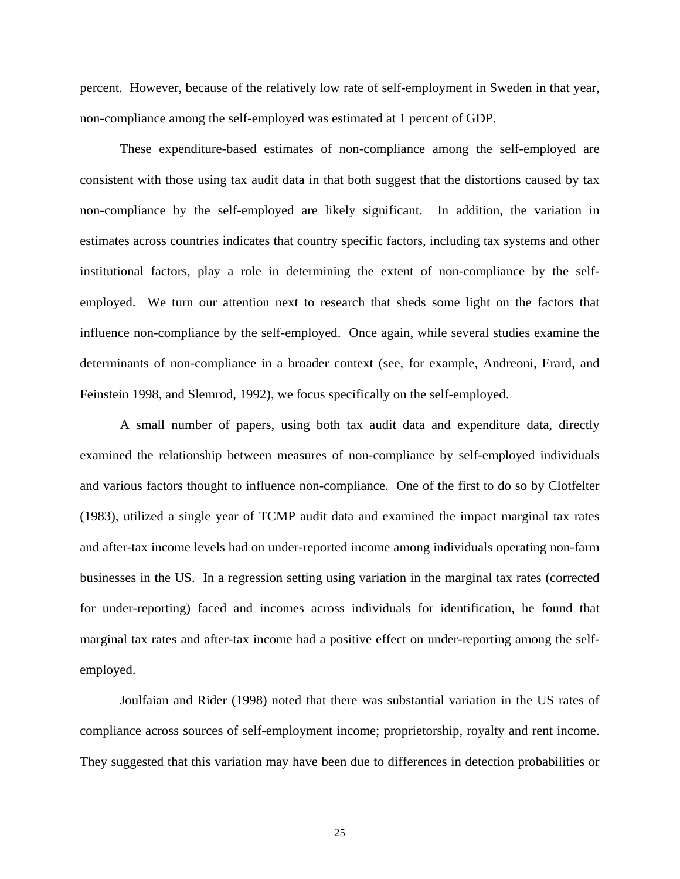percent. However, because of the relatively low rate of self-employment in Sweden in that year, non-compliance among the self-employed was estimated at 1 percent of GDP.

These expenditure-based estimates of non-compliance among the self-employed are consistent with those using tax audit data in that both suggest that the distortions caused by tax non-compliance by the self-employed are likely significant. In addition, the variation in estimates across countries indicates that country specific factors, including tax systems and other institutional factors, play a role in determining the extent of non-compliance by the self-employed. We turn our attention next to research that sheds some light on the factors that influence non-compliance by the self-employed. Once again, while several studies examine the determinants of non-compliance in a broader context (see, for example, Andreoni, Erard, and Feinstein 1998, and Slemrod, 1992), we focus specifically on the self-employed.

A small number of papers, using both tax audit data and expenditure data, directly examined the relationship between measures of non-compliance by self-employed individuals and various factors thought to influence non-compliance. One of the first to do so by Clotfelter (1983), utilized a single year of TCMP audit data and examined the impact marginal tax rates and after-tax income levels had on under-reported income among individuals operating non-farm businesses in the US. In a regression setting using variation in the marginal tax rates (corrected for under-reporting) faced and incomes across individuals for identification, he found that marginal tax rates and after-tax income had a positive effect on under-reporting among the self-employed.

Joulfaian and Rider (1998) noted that there was substantial variation in the US rates of compliance across sources of self-employment income; proprietorship, royalty and rent income. They suggested that this variation may have been due to differences in detection probabilities or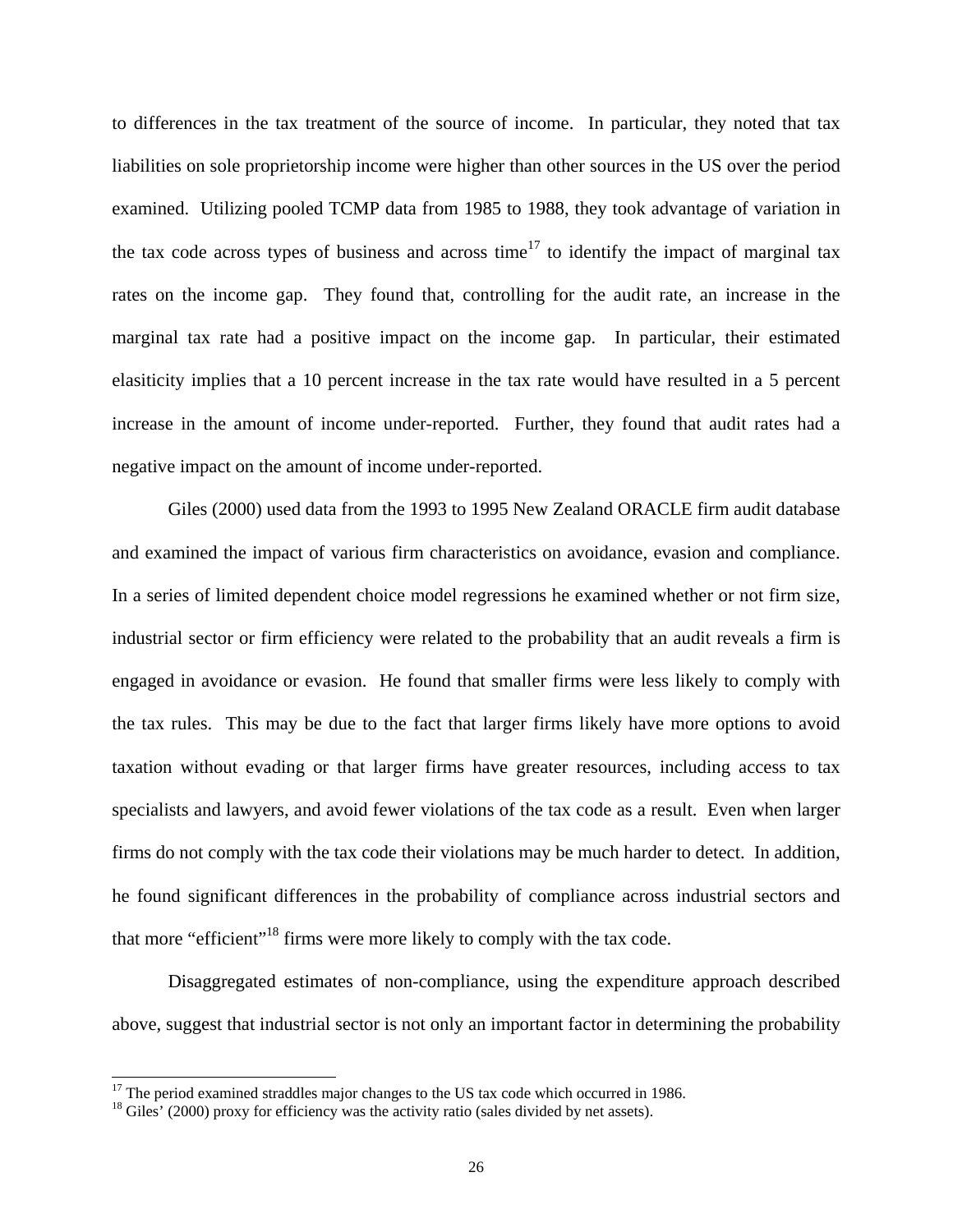to differences in the tax treatment of the source of income. In particular, they noted that tax liabilities on sole proprietorship income were higher than other sources in the US over the period examined. Utilizing pooled TCMP data from 1985 to 1988, they took advantage of variation in the tax code across types of business and across time[17] to identify the impact of marginal tax rates on the income gap. They found that, controlling for the audit rate, an increase in the marginal tax rate had a positive impact on the income gap. In particular, their estimated elasiticity implies that a 10 percent increase in the tax rate would have resulted in a 5 percent increase in the amount of income under-reported. Further, they found that audit rates had a negative impact on the amount of income under-reported.

Giles (2000) used data from the 1993 to 1995 New Zealand ORACLE firm audit database and examined the impact of various firm characteristics on avoidance, evasion and compliance. In a series of limited dependent choice model regressions he examined whether or not firm size, industrial sector or firm efficiency were related to the probability that an audit reveals a firm is engaged in avoidance or evasion. He found that smaller firms were less likely to comply with the tax rules. This may be due to the fact that larger firms likely have more options to avoid taxation without evading or that larger firms have greater resources, including access to tax specialists and lawyers, and avoid fewer violations of the tax code as a result. Even when larger firms do not comply with the tax code their violations may be much harder to detect. In addition, he found significant differences in the probability of compliance across industrial sectors and that more "efficient"[18] firms were more likely to comply with the tax code.

Disaggregated estimates of non-compliance, using the expenditure approach described above, suggest that industrial sector is not only an important factor in determining the probability

---

[17] The period examined straddles major changes to the US tax code which occurred in 1986.

[18] Giles' (2000) proxy for efficiency was the activity ratio (sales divided by net assets).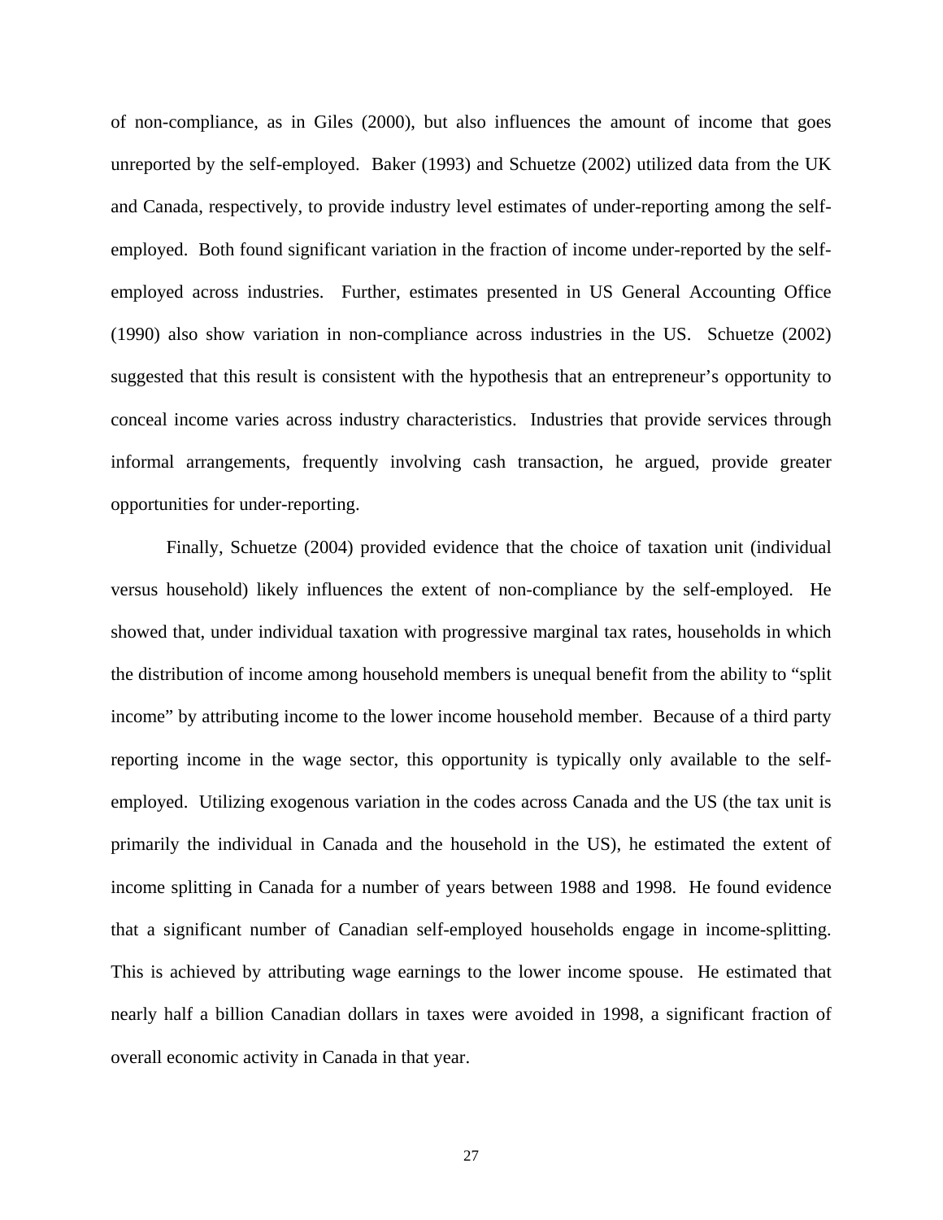of non-compliance, as in Giles (2000), but also influences the amount of income that goes unreported by the self-employed. Baker (1993) and Schuetze (2002) utilized data from the UK and Canada, respectively, to provide industry level estimates of under-reporting among the self-employed. Both found significant variation in the fraction of income under-reported by the self-employed across industries. Further, estimates presented in US General Accounting Office (1990) also show variation in non-compliance across industries in the US. Schuetze (2002) suggested that this result is consistent with the hypothesis that an entrepreneur's opportunity to conceal income varies across industry characteristics. Industries that provide services through informal arrangements, frequently involving cash transaction, he argued, provide greater opportunities for under-reporting.

Finally, Schuetze (2004) provided evidence that the choice of taxation unit (individual versus household) likely influences the extent of non-compliance by the self-employed. He showed that, under individual taxation with progressive marginal tax rates, households in which the distribution of income among household members is unequal benefit from the ability to "split income" by attributing income to the lower income household member. Because of a third party reporting income in the wage sector, this opportunity is typically only available to the self-employed. Utilizing exogenous variation in the codes across Canada and the US (the tax unit is primarily the individual in Canada and the household in the US), he estimated the extent of income splitting in Canada for a number of years between 1988 and 1998. He found evidence that a significant number of Canadian self-employed households engage in income-splitting. This is achieved by attributing wage earnings to the lower income spouse. He estimated that nearly half a billion Canadian dollars in taxes were avoided in 1998, a significant fraction of overall economic activity in Canada in that year.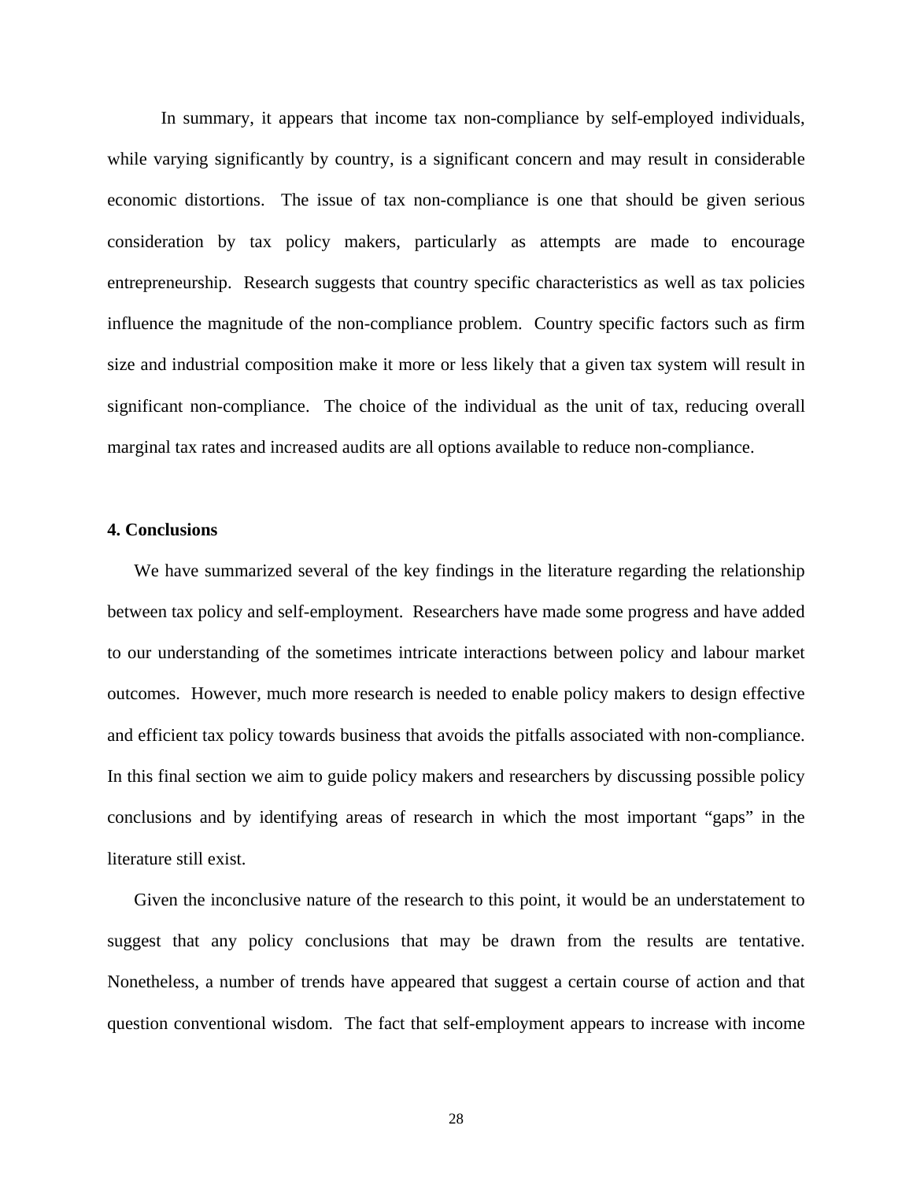In summary, it appears that income tax non-compliance by self-employed individuals, while varying significantly by country, is a significant concern and may result in considerable economic distortions. The issue of tax non-compliance is one that should be given serious consideration by tax policy makers, particularly as attempts are made to encourage entrepreneurship. Research suggests that country specific characteristics as well as tax policies influence the magnitude of the non-compliance problem. Country specific factors such as firm size and industrial composition make it more or less likely that a given tax system will result in significant non-compliance. The choice of the individual as the unit of tax, reducing overall marginal tax rates and increased audits are all options available to reduce non-compliance.

**4. Conclusions**

We have summarized several of the key findings in the literature regarding the relationship between tax policy and self-employment. Researchers have made some progress and have added to our understanding of the sometimes intricate interactions between policy and labour market outcomes. However, much more research is needed to enable policy makers to design effective and efficient tax policy towards business that avoids the pitfalls associated with non-compliance. In this final section we aim to guide policy makers and researchers by discussing possible policy conclusions and by identifying areas of research in which the most important "gaps" in the literature still exist.

Given the inconclusive nature of the research to this point, it would be an understatement to suggest that any policy conclusions that may be drawn from the results are tentative. Nonetheless, a number of trends have appeared that suggest a certain course of action and that question conventional wisdom. The fact that self-employment appears to increase with income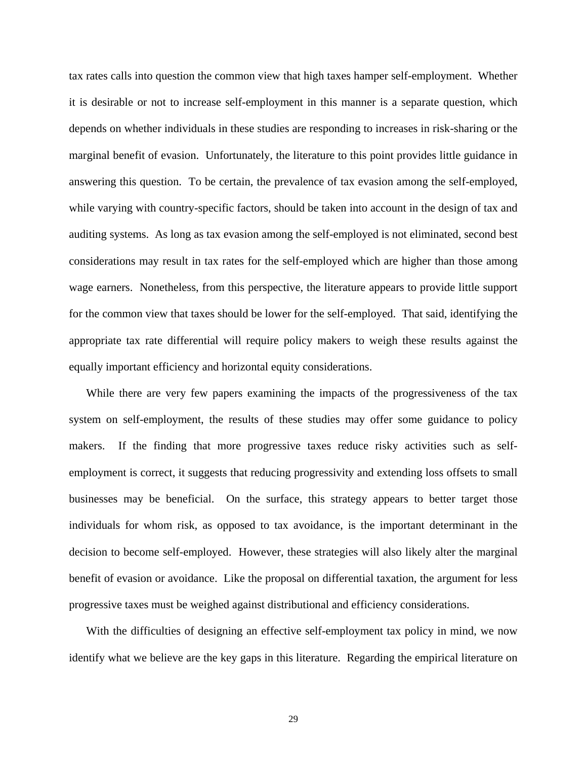tax rates calls into question the common view that high taxes hamper self-employment. Whether it is desirable or not to increase self-employment in this manner is a separate question, which depends on whether individuals in these studies are responding to increases in risk-sharing or the marginal benefit of evasion. Unfortunately, the literature to this point provides little guidance in answering this question. To be certain, the prevalence of tax evasion among the self-employed, while varying with country-specific factors, should be taken into account in the design of tax and auditing systems. As long as tax evasion among the self-employed is not eliminated, second best considerations may result in tax rates for the self-employed which are higher than those among wage earners. Nonetheless, from this perspective, the literature appears to provide little support for the common view that taxes should be lower for the self-employed. That said, identifying the appropriate tax rate differential will require policy makers to weigh these results against the equally important efficiency and horizontal equity considerations.

While there are very few papers examining the impacts of the progressiveness of the tax system on self-employment, the results of these studies may offer some guidance to policy makers. If the finding that more progressive taxes reduce risky activities such as self-employment is correct, it suggests that reducing progressivity and extending loss offsets to small businesses may be beneficial. On the surface, this strategy appears to better target those individuals for whom risk, as opposed to tax avoidance, is the important determinant in the decision to become self-employed. However, these strategies will also likely alter the marginal benefit of evasion or avoidance. Like the proposal on differential taxation, the argument for less progressive taxes must be weighed against distributional and efficiency considerations.

With the difficulties of designing an effective self-employment tax policy in mind, we now identify what we believe are the key gaps in this literature. Regarding the empirical literature on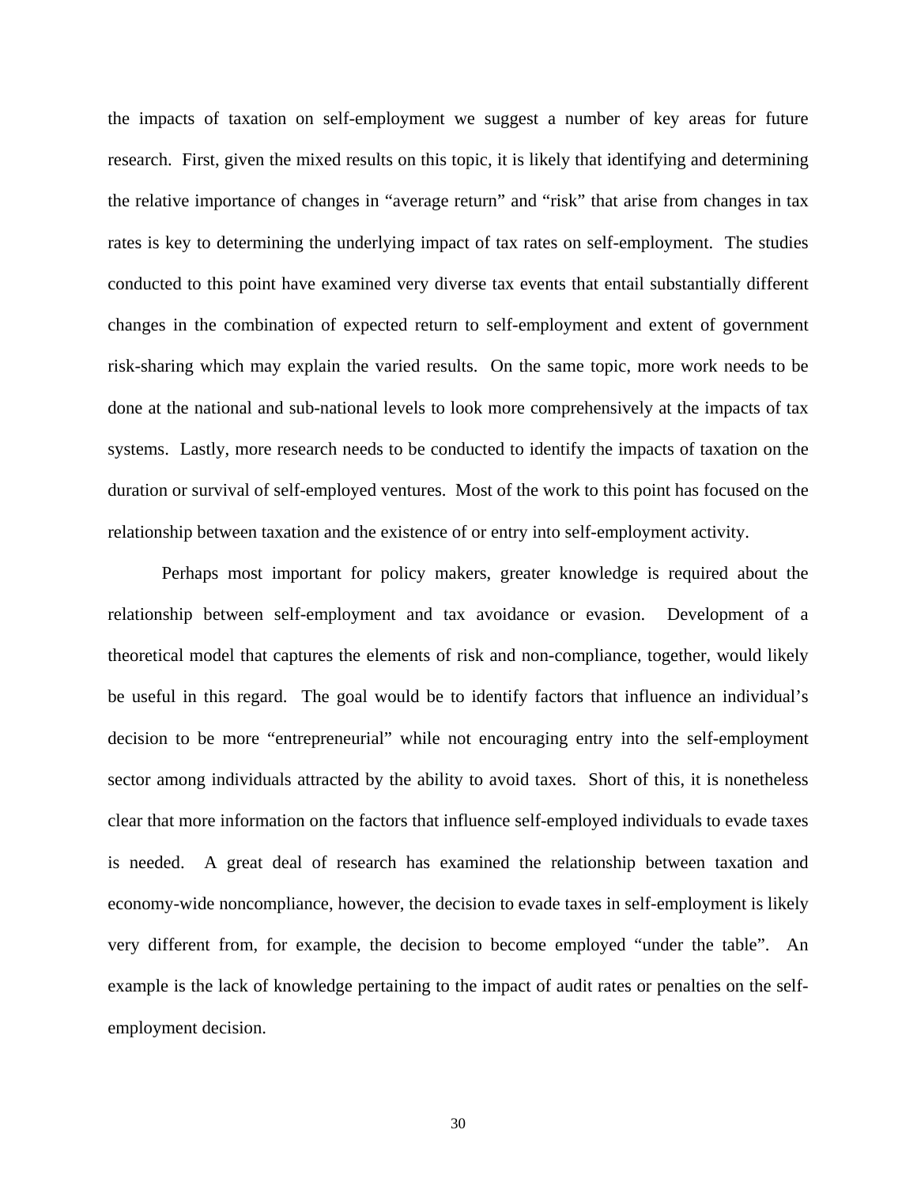the impacts of taxation on self-employment we suggest a number of key areas for future research. First, given the mixed results on this topic, it is likely that identifying and determining the relative importance of changes in "average return" and "risk" that arise from changes in tax rates is key to determining the underlying impact of tax rates on self-employment. The studies conducted to this point have examined very diverse tax events that entail substantially different changes in the combination of expected return to self-employment and extent of government risk-sharing which may explain the varied results. On the same topic, more work needs to be done at the national and sub-national levels to look more comprehensively at the impacts of tax systems. Lastly, more research needs to be conducted to identify the impacts of taxation on the duration or survival of self-employed ventures. Most of the work to this point has focused on the relationship between taxation and the existence of or entry into self-employment activity.

Perhaps most important for policy makers, greater knowledge is required about the relationship between self-employment and tax avoidance or evasion. Development of a theoretical model that captures the elements of risk and non-compliance, together, would likely be useful in this regard. The goal would be to identify factors that influence an individual's decision to be more "entrepreneurial" while not encouraging entry into the self-employment sector among individuals attracted by the ability to avoid taxes. Short of this, it is nonetheless clear that more information on the factors that influence self-employed individuals to evade taxes is needed. A great deal of research has examined the relationship between taxation and economy-wide noncompliance, however, the decision to evade taxes in self-employment is likely very different from, for example, the decision to become employed "under the table". An example is the lack of knowledge pertaining to the impact of audit rates or penalties on the self-employment decision.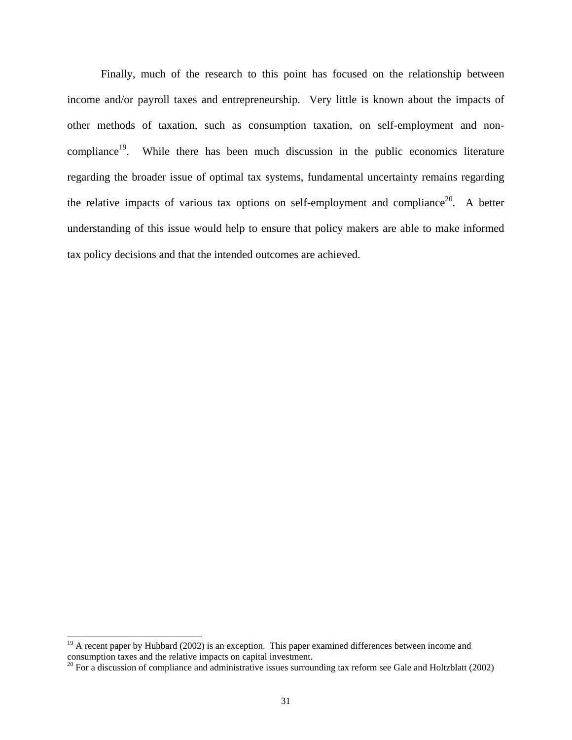Finally, much of the research to this point has focused on the relationship between income and/or payroll taxes and entrepreneurship. Very little is known about the impacts of other methods of taxation, such as consumption taxation, on self-employment and non-compliance[19]. While there has been much discussion in the public economics literature regarding the broader issue of optimal tax systems, fundamental uncertainty remains regarding the relative impacts of various tax options on self-employment and compliance[20]. A better understanding of this issue would help to ensure that policy makers are able to make informed tax policy decisions and that the intended outcomes are achieved.

[19] A recent paper by Hubbard (2002) is an exception. This paper examined differences between income and consumption taxes and the relative impacts on capital investment.

[20] For a discussion of compliance and administrative issues surrounding tax reform see Gale and Holtzblatt (2002)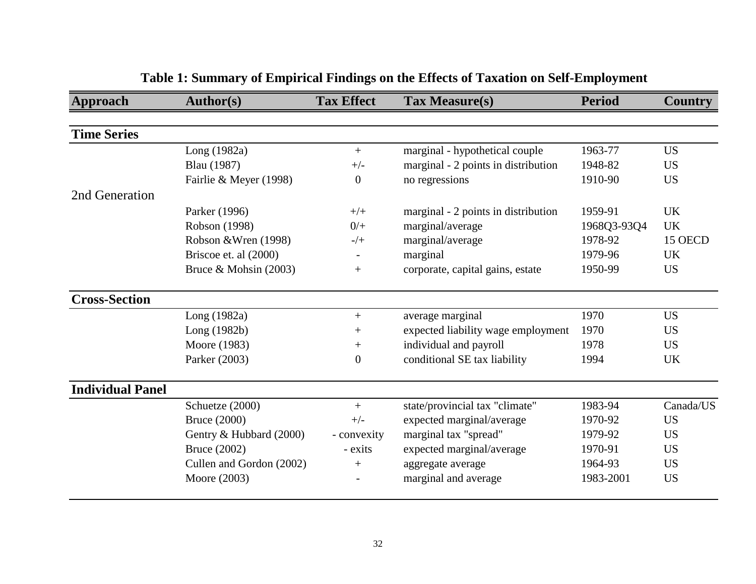**Table 1: Summary of Empirical Findings on the Effects of Taxation on Self-Employment**

| Approach | Author(s) | Tax Effect | Tax Measure(s) | Period | Country |
|---|---|---|---|---|---|
| **Time Series** | | | | | |
| | Long (1982a) | + | marginal - hypothetical couple | 1963-77 | US |
| | Blau (1987) | +/- | marginal - 2 points in distribution | 1948-82 | US |
| | Fairlie & Meyer (1998) | 0 | no regressions | 1910-90 | US |
| 2nd Generation | | | | | |
| | Parker (1996) | +/+ | marginal - 2 points in distribution | 1959-91 | UK |
| | Robson (1998) | 0/+ | marginal/average | 1968Q3-93Q4 | UK |
| | Robson &Wren (1998) | -/+ | marginal/average | 1978-92 | 15 OECD |
| | Briscoe et. al (2000) | - | marginal | 1979-96 | UK |
| | Bruce & Mohsin (2003) | + | corporate, capital gains, estate | 1950-99 | US |
| **Cross-Section** | | | | | |
| | Long (1982a) | + | average marginal | 1970 | US |
| | Long (1982b) | + | expected liability wage employment | 1970 | US |
| | Moore (1983) | + | individual and payroll | 1978 | US |
| | Parker (2003) | 0 | conditional SE tax liability | 1994 | UK |
| **Individual Panel** | | | | | |
| | Schuetze (2000) | + | state/provincial tax "climate" | 1983-94 | Canada/US |
| | Bruce (2000) | +/- | expected marginal/average | 1970-92 | US |
| | Gentry & Hubbard (2000) | - convexity | marginal tax "spread" | 1979-92 | US |
| | Bruce (2002) | - exits | expected marginal/average | 1970-91 | US |
| | Cullen and Gordon (2002) | + | aggregate average | 1964-93 | US |
| | Moore (2003) | - | marginal and average | 1983-2001 | US |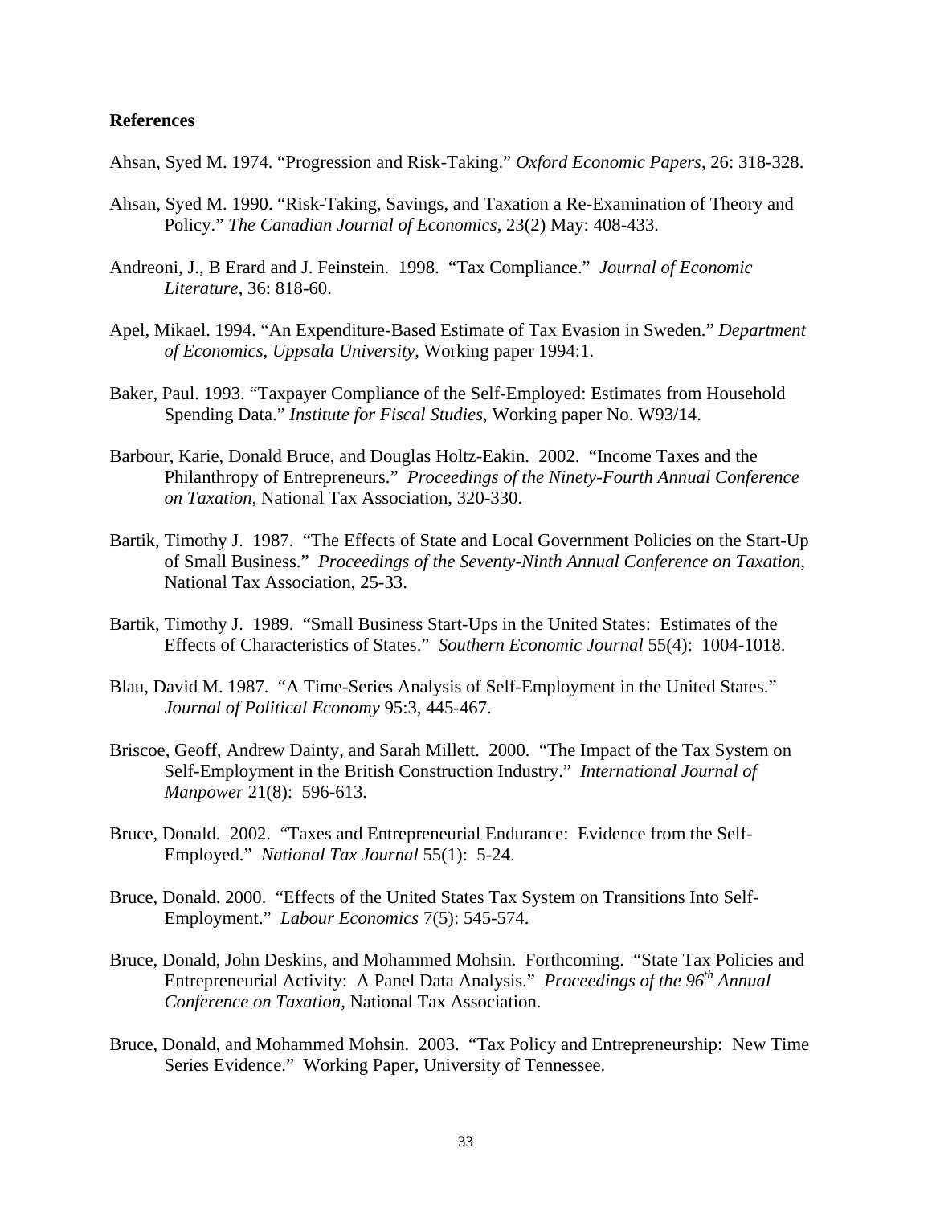**References**

Ahsan, Syed M. 1974. "Progression and Risk-Taking." *Oxford Economic Papers*, 26: 318-328.

Ahsan, Syed M. 1990. "Risk-Taking, Savings, and Taxation a Re-Examination of Theory and Policy." *The Canadian Journal of Economics*, 23(2) May: 408-433.

Andreoni, J., B Erard and J. Feinstein. 1998. "Tax Compliance." *Journal of Economic Literature*, 36: 818-60.

Apel, Mikael. 1994. "An Expenditure-Based Estimate of Tax Evasion in Sweden." *Department of Economics, Uppsala University*, Working paper 1994:1.

Baker, Paul. 1993. "Taxpayer Compliance of the Self-Employed: Estimates from Household Spending Data." *Institute for Fiscal Studies*, Working paper No. W93/14.

Barbour, Karie, Donald Bruce, and Douglas Holtz-Eakin. 2002. "Income Taxes and the Philanthropy of Entrepreneurs." *Proceedings of the Ninety-Fourth Annual Conference on Taxation*, National Tax Association, 320-330.

Bartik, Timothy J. 1987. "The Effects of State and Local Government Policies on the Start-Up of Small Business." *Proceedings of the Seventy-Ninth Annual Conference on Taxation*, National Tax Association, 25-33.

Bartik, Timothy J. 1989. "Small Business Start-Ups in the United States: Estimates of the Effects of Characteristics of States." *Southern Economic Journal* 55(4): 1004-1018.

Blau, David M. 1987. "A Time-Series Analysis of Self-Employment in the United States." *Journal of Political Economy* 95:3, 445-467.

Briscoe, Geoff, Andrew Dainty, and Sarah Millett. 2000. "The Impact of the Tax System on Self-Employment in the British Construction Industry." *International Journal of Manpower* 21(8): 596-613.

Bruce, Donald. 2002. "Taxes and Entrepreneurial Endurance: Evidence from the Self-Employed." *National Tax Journal* 55(1): 5-24.

Bruce, Donald. 2000. "Effects of the United States Tax System on Transitions Into Self-Employment." *Labour Economics* 7(5): 545-574.

Bruce, Donald, John Deskins, and Mohammed Mohsin. Forthcoming. "State Tax Policies and Entrepreneurial Activity: A Panel Data Analysis." *Proceedings of the 96th Annual Conference on Taxation*, National Tax Association.

Bruce, Donald, and Mohammed Mohsin. 2003. "Tax Policy and Entrepreneurship: New Time Series Evidence." Working Paper, University of Tennessee.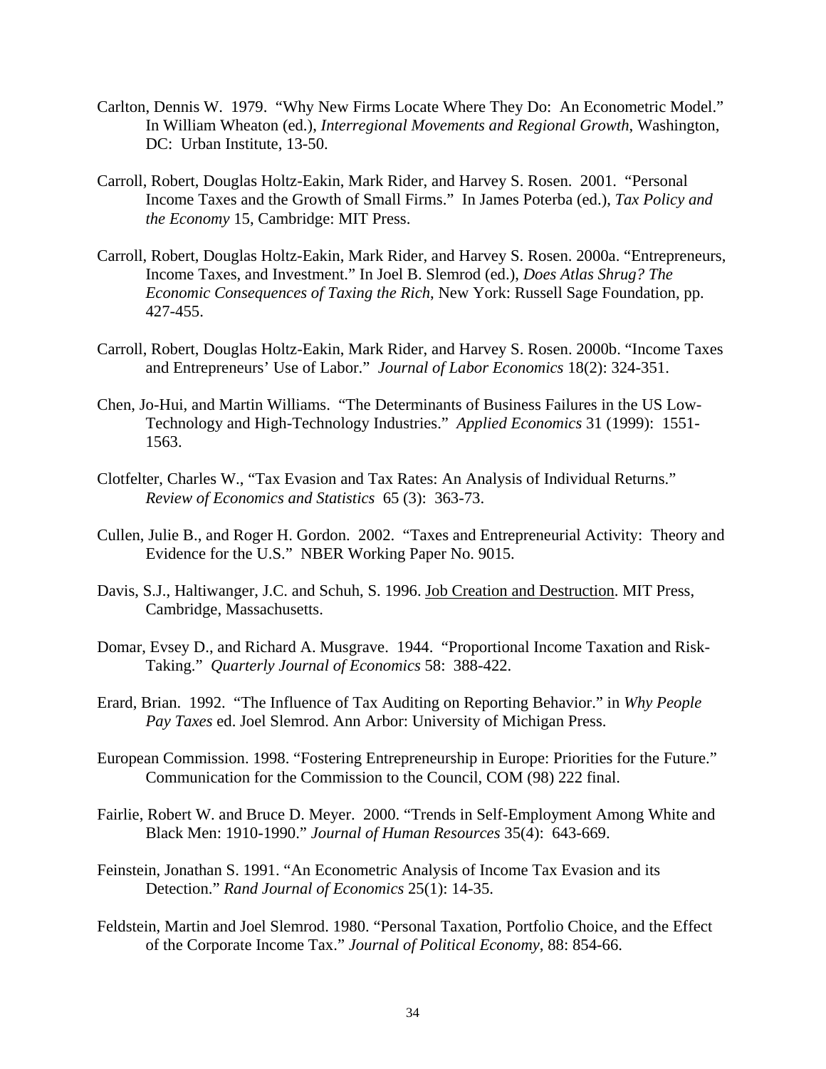Carlton, Dennis W. 1979. "Why New Firms Locate Where They Do: An Econometric Model." In William Wheaton (ed.), *Interregional Movements and Regional Growth*, Washington, DC: Urban Institute, 13-50.

Carroll, Robert, Douglas Holtz-Eakin, Mark Rider, and Harvey S. Rosen. 2001. "Personal Income Taxes and the Growth of Small Firms." In James Poterba (ed.), *Tax Policy and the Economy* 15, Cambridge: MIT Press.

Carroll, Robert, Douglas Holtz-Eakin, Mark Rider, and Harvey S. Rosen. 2000a. "Entrepreneurs, Income Taxes, and Investment." In Joel B. Slemrod (ed.), *Does Atlas Shrug? The Economic Consequences of Taxing the Rich*, New York: Russell Sage Foundation, pp. 427-455.

Carroll, Robert, Douglas Holtz-Eakin, Mark Rider, and Harvey S. Rosen. 2000b. "Income Taxes and Entrepreneurs' Use of Labor." *Journal of Labor Economics* 18(2): 324-351.

Chen, Jo-Hui, and Martin Williams. "The Determinants of Business Failures in the US Low-Technology and High-Technology Industries." *Applied Economics* 31 (1999): 1551-1563.

Clotfelter, Charles W., "Tax Evasion and Tax Rates: An Analysis of Individual Returns." *Review of Economics and Statistics* 65 (3): 363-73.

Cullen, Julie B., and Roger H. Gordon. 2002. "Taxes and Entrepreneurial Activity: Theory and Evidence for the U.S." NBER Working Paper No. 9015.

Davis, S.J., Haltiwanger, J.C. and Schuh, S. 1996. Job Creation and Destruction. MIT Press, Cambridge, Massachusetts.

Domar, Evsey D., and Richard A. Musgrave. 1944. "Proportional Income Taxation and Risk-Taking." *Quarterly Journal of Economics* 58: 388-422.

Erard, Brian. 1992. "The Influence of Tax Auditing on Reporting Behavior." in *Why People Pay Taxes* ed. Joel Slemrod. Ann Arbor: University of Michigan Press.

European Commission. 1998. "Fostering Entrepreneurship in Europe: Priorities for the Future." Communication for the Commission to the Council, COM (98) 222 final.

Fairlie, Robert W. and Bruce D. Meyer. 2000. "Trends in Self-Employment Among White and Black Men: 1910-1990." *Journal of Human Resources* 35(4): 643-669.

Feinstein, Jonathan S. 1991. "An Econometric Analysis of Income Tax Evasion and its Detection." *Rand Journal of Economics* 25(1): 14-35.

Feldstein, Martin and Joel Slemrod. 1980. "Personal Taxation, Portfolio Choice, and the Effect of the Corporate Income Tax." *Journal of Political Economy*, 88: 854-66.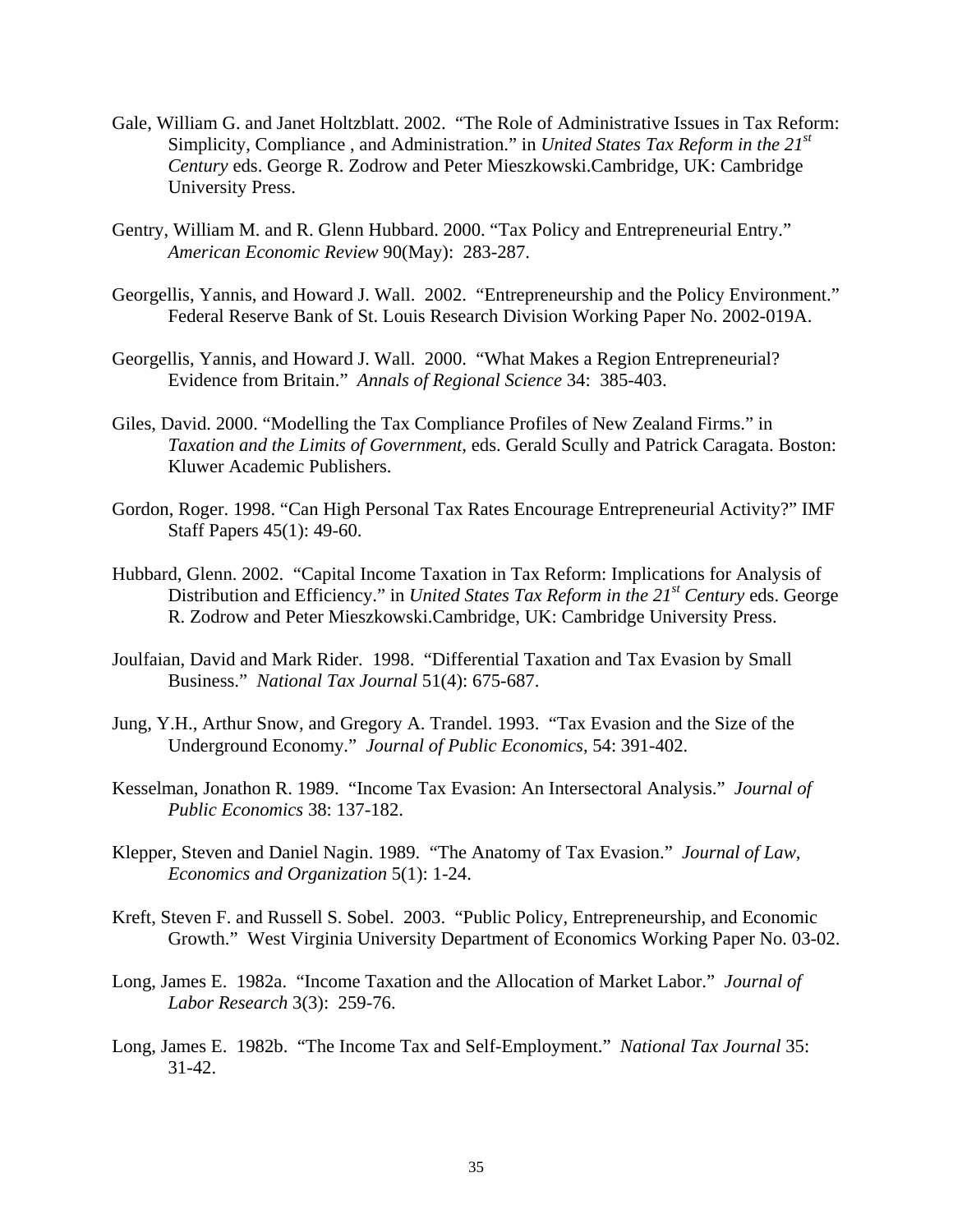Gale, William G. and Janet Holtzblatt. 2002. "The Role of Administrative Issues in Tax Reform: Simplicity, Compliance , and Administration." in *United States Tax Reform in the 21st Century* eds. George R. Zodrow and Peter Mieszkowski.Cambridge, UK: Cambridge University Press.

Gentry, William M. and R. Glenn Hubbard. 2000. "Tax Policy and Entrepreneurial Entry." *American Economic Review* 90(May): 283-287.

Georgellis, Yannis, and Howard J. Wall. 2002. "Entrepreneurship and the Policy Environment." Federal Reserve Bank of St. Louis Research Division Working Paper No. 2002-019A.

Georgellis, Yannis, and Howard J. Wall. 2000. "What Makes a Region Entrepreneurial? Evidence from Britain." *Annals of Regional Science* 34: 385-403.

Giles, David. 2000. "Modelling the Tax Compliance Profiles of New Zealand Firms." in *Taxation and the Limits of Government,* eds. Gerald Scully and Patrick Caragata. Boston: Kluwer Academic Publishers.

Gordon, Roger. 1998. "Can High Personal Tax Rates Encourage Entrepreneurial Activity?" IMF Staff Papers 45(1): 49-60.

Hubbard, Glenn. 2002. "Capital Income Taxation in Tax Reform: Implications for Analysis of Distribution and Efficiency." in *United States Tax Reform in the 21st Century* eds. George R. Zodrow and Peter Mieszkowski.Cambridge, UK: Cambridge University Press.

Joulfaian, David and Mark Rider. 1998. "Differential Taxation and Tax Evasion by Small Business." *National Tax Journal* 51(4): 675-687.

Jung, Y.H., Arthur Snow, and Gregory A. Trandel. 1993. "Tax Evasion and the Size of the Underground Economy." *Journal of Public Economics*, 54: 391-402.

Kesselman, Jonathon R. 1989. "Income Tax Evasion: An Intersectoral Analysis." *Journal of Public Economics* 38: 137-182.

Klepper, Steven and Daniel Nagin. 1989. "The Anatomy of Tax Evasion." *Journal of Law, Economics and Organization* 5(1): 1-24.

Kreft, Steven F. and Russell S. Sobel. 2003. "Public Policy, Entrepreneurship, and Economic Growth." West Virginia University Department of Economics Working Paper No. 03-02.

Long, James E. 1982a. "Income Taxation and the Allocation of Market Labor." *Journal of Labor Research* 3(3): 259-76.

Long, James E. 1982b. "The Income Tax and Self-Employment." *National Tax Journal* 35: 31-42.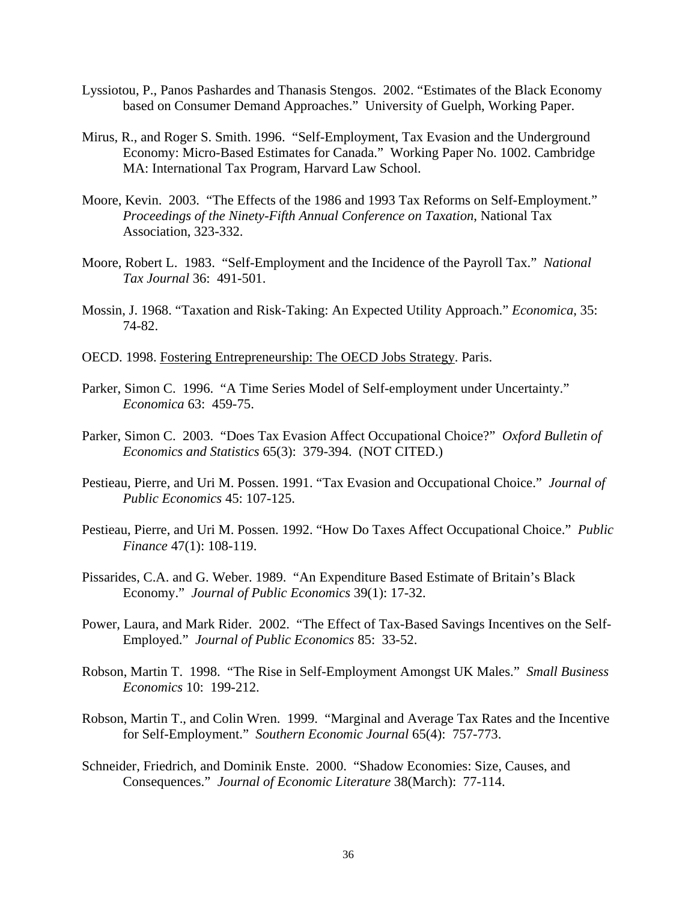Lyssiotou, P., Panos Pashardes and Thanasis Stengos. 2002. "Estimates of the Black Economy based on Consumer Demand Approaches." University of Guelph, Working Paper.

Mirus, R., and Roger S. Smith. 1996. "Self-Employment, Tax Evasion and the Underground Economy: Micro-Based Estimates for Canada." Working Paper No. 1002. Cambridge MA: International Tax Program, Harvard Law School.

Moore, Kevin. 2003. "The Effects of the 1986 and 1993 Tax Reforms on Self-Employment." *Proceedings of the Ninety-Fifth Annual Conference on Taxation*, National Tax Association, 323-332.

Moore, Robert L. 1983. "Self-Employment and the Incidence of the Payroll Tax." *National Tax Journal* 36: 491-501.

Mossin, J. 1968. "Taxation and Risk-Taking: An Expected Utility Approach." *Economica*, 35: 74-82.

OECD. 1998. Fostering Entrepreneurship: The OECD Jobs Strategy. Paris.

Parker, Simon C. 1996. "A Time Series Model of Self-employment under Uncertainty." *Economica* 63: 459-75.

Parker, Simon C. 2003. "Does Tax Evasion Affect Occupational Choice?" *Oxford Bulletin of Economics and Statistics* 65(3): 379-394. (NOT CITED.)

Pestieau, Pierre, and Uri M. Possen. 1991. "Tax Evasion and Occupational Choice." *Journal of Public Economics* 45: 107-125.

Pestieau, Pierre, and Uri M. Possen. 1992. "How Do Taxes Affect Occupational Choice." *Public Finance* 47(1): 108-119.

Pissarides, C.A. and G. Weber. 1989. "An Expenditure Based Estimate of Britain's Black Economy." *Journal of Public Economics* 39(1): 17-32.

Power, Laura, and Mark Rider. 2002. "The Effect of Tax-Based Savings Incentives on the Self-Employed." *Journal of Public Economics* 85: 33-52.

Robson, Martin T. 1998. "The Rise in Self-Employment Amongst UK Males." *Small Business Economics* 10: 199-212.

Robson, Martin T., and Colin Wren. 1999. "Marginal and Average Tax Rates and the Incentive for Self-Employment." *Southern Economic Journal* 65(4): 757-773.

Schneider, Friedrich, and Dominik Enste. 2000. "Shadow Economies: Size, Causes, and Consequences." *Journal of Economic Literature* 38(March): 77-114.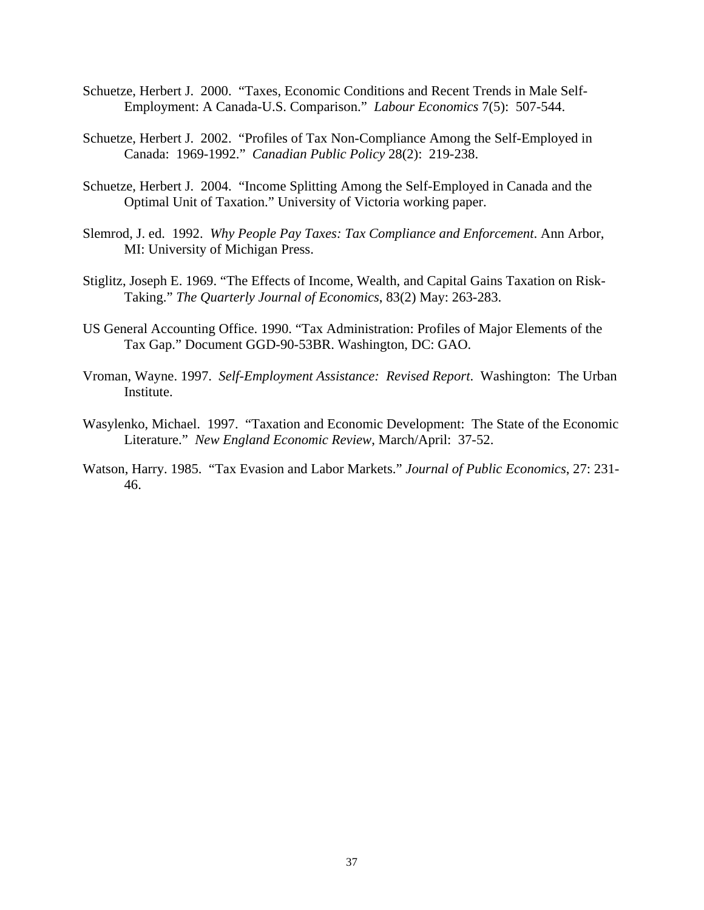Schuetze, Herbert J. 2000. "Taxes, Economic Conditions and Recent Trends in Male Self-Employment: A Canada-U.S. Comparison." *Labour Economics* 7(5): 507-544.

Schuetze, Herbert J. 2002. "Profiles of Tax Non-Compliance Among the Self-Employed in Canada: 1969-1992." *Canadian Public Policy* 28(2): 219-238.

Schuetze, Herbert J. 2004. "Income Splitting Among the Self-Employed in Canada and the Optimal Unit of Taxation." University of Victoria working paper.

Slemrod, J. ed. 1992. *Why People Pay Taxes: Tax Compliance and Enforcement*. Ann Arbor, MI: University of Michigan Press.

Stiglitz, Joseph E. 1969. "The Effects of Income, Wealth, and Capital Gains Taxation on Risk-Taking." *The Quarterly Journal of Economics*, 83(2) May: 263-283.

US General Accounting Office. 1990. "Tax Administration: Profiles of Major Elements of the Tax Gap." Document GGD-90-53BR. Washington, DC: GAO.

Vroman, Wayne. 1997. *Self-Employment Assistance: Revised Report*. Washington: The Urban Institute.

Wasylenko, Michael. 1997. "Taxation and Economic Development: The State of the Economic Literature." *New England Economic Review*, March/April: 37-52.

Watson, Harry. 1985. "Tax Evasion and Labor Markets." *Journal of Public Economics*, 27: 231-46.